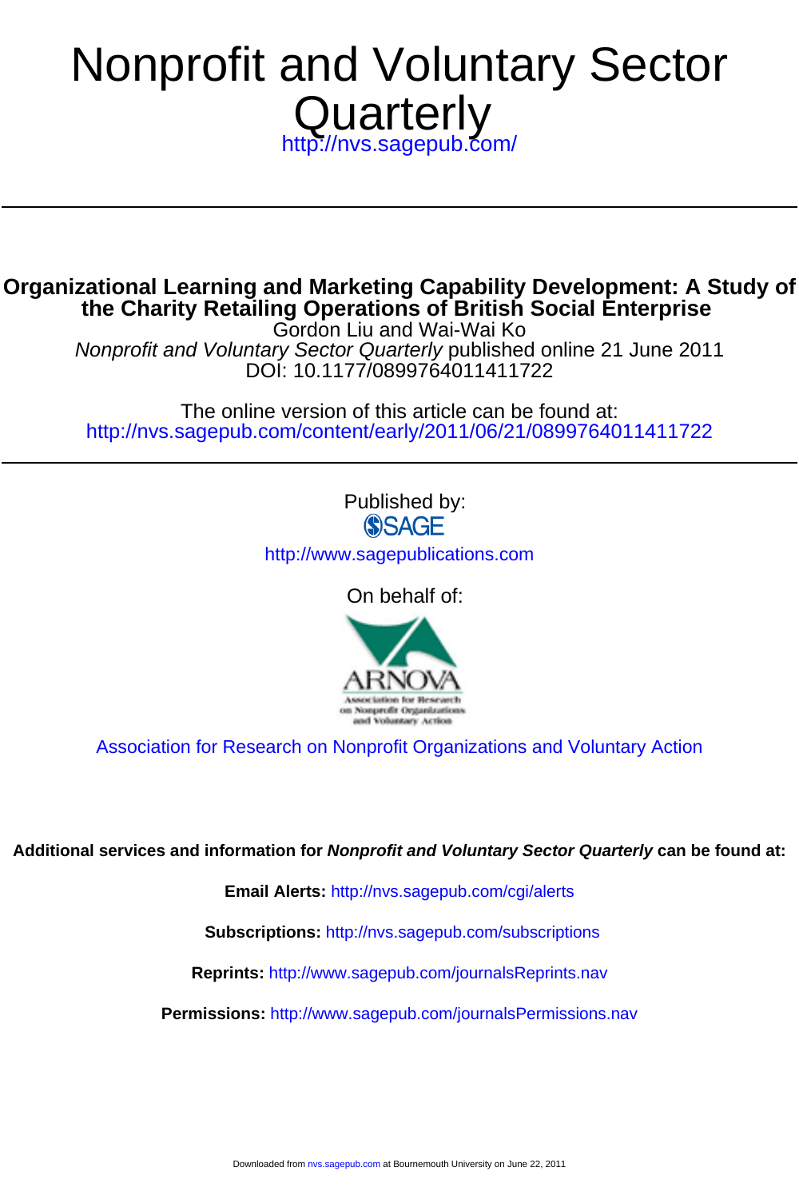# Nonprofit and Voluntary Sector Quarterly

http://nvs.sagepub.com/

---

## Organizational Learning and Marketing Capability Development: A Study of the Charity Retailing Operations of British Social Enterprise

Gordon Liu and Wai-Wai Ko

*Nonprofit and Voluntary Sector Quarterly* published online 21 June 2011

DOI: 10.1177/0899764011411722

The online version of this article can be found at:

http://nvs.sagepub.com/content/early/2011/06/21/0899764011411722

---

Published by:

SAGE

http://www.sagepublications.com

On behalf of:

ARNOVA

Association for Research on Nonprofit Organizations and Voluntary Action

Association for Research on Nonprofit Organizations and Voluntary Action

**Additional services and information for *Nonprofit and Voluntary Sector Quarterly* can be found at:**

**Email Alerts:** http://nvs.sagepub.com/cgi/alerts

**Subscriptions:** http://nvs.sagepub.com/subscriptions

**Reprints:** http://www.sagepub.com/journalsReprints.nav

**Permissions:** http://www.sagepub.com/journalsPermissions.nav

Downloaded from nvs.sagepub.com at Bournemouth University on June 22, 2011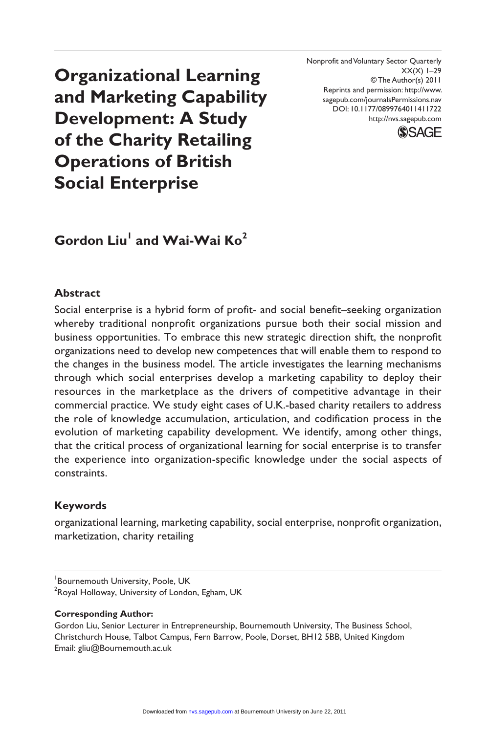# Organizational Learning and Marketing Capability Development: A Study of the Charity Retailing Operations of British Social Enterprise

Nonprofit and Voluntary Sector Quarterly
XX(X) 1–29
© The Author(s) 2011
Reprints and permission: http://www.sagepub.com/journalsPermissions.nav
DOI: 10.1177/0899764011411722
http://nvs.sagepub.com

**Gordon Liu[1] and Wai-Wai Ko[2]**

## Abstract

Social enterprise is a hybrid form of profit- and social benefit–seeking organization whereby traditional nonprofit organizations pursue both their social mission and business opportunities. To embrace this new strategic direction shift, the nonprofit organizations need to develop new competences that will enable them to respond to the changes in the business model. The article investigates the learning mechanisms through which social enterprises develop a marketing capability to deploy their resources in the marketplace as the drivers of competitive advantage in their commercial practice. We study eight cases of U.K.-based charity retailers to address the role of knowledge accumulation, articulation, and codification process in the evolution of marketing capability development. We identify, among other things, that the critical process of organizational learning for social enterprise is to transfer the experience into organization-specific knowledge under the social aspects of constraints.

## Keywords

organizational learning, marketing capability, social enterprise, nonprofit organization, marketization, charity retailing

[1]Bournemouth University, Poole, UK
[2]Royal Holloway, University of London, Egham, UK

**Corresponding Author:**
Gordon Liu, Senior Lecturer in Entrepreneurship, Bournemouth University, The Business School, Christchurch House, Talbot Campus, Fern Barrow, Poole, Dorset, BH12 5BB, United Kingdom
Email: gliu@Bournemouth.ac.uk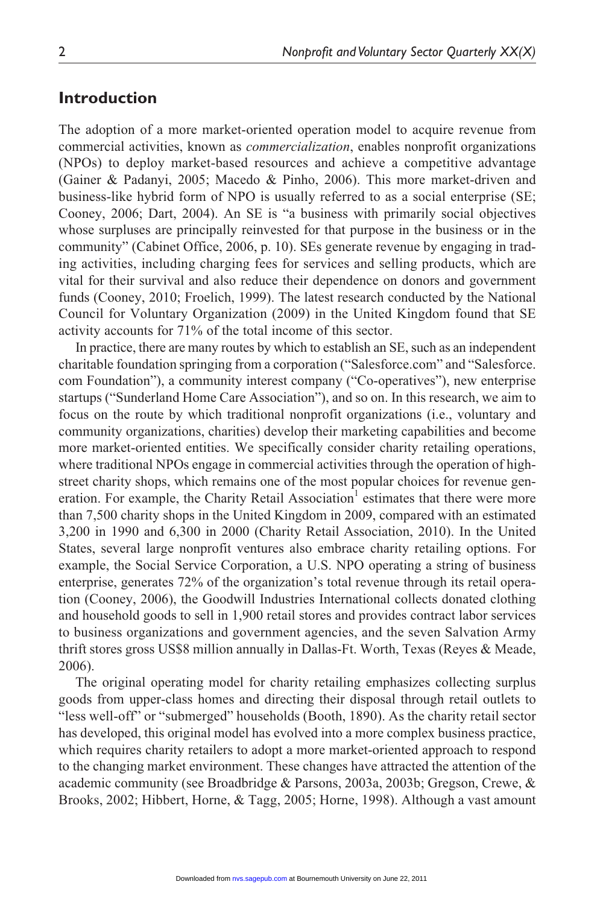## Introduction

The adoption of a more market-oriented operation model to acquire revenue from commercial activities, known as *commercialization*, enables nonprofit organizations (NPOs) to deploy market-based resources and achieve a competitive advantage (Gainer & Padanyi, 2005; Macedo & Pinho, 2006). This more market-driven and business-like hybrid form of NPO is usually referred to as a social enterprise (SE; Cooney, 2006; Dart, 2004). An SE is "a business with primarily social objectives whose surpluses are principally reinvested for that purpose in the business or in the community" (Cabinet Office, 2006, p. 10). SEs generate revenue by engaging in trading activities, including charging fees for services and selling products, which are vital for their survival and also reduce their dependence on donors and government funds (Cooney, 2010; Froelich, 1999). The latest research conducted by the National Council for Voluntary Organization (2009) in the United Kingdom found that SE activity accounts for 71% of the total income of this sector.

In practice, there are many routes by which to establish an SE, such as an independent charitable foundation springing from a corporation ("Salesforce.com" and "Salesforce.com Foundation"), a community interest company ("Co-operatives"), new enterprise startups ("Sunderland Home Care Association"), and so on. In this research, we aim to focus on the route by which traditional nonprofit organizations (i.e., voluntary and community organizations, charities) develop their marketing capabilities and become more market-oriented entities. We specifically consider charity retailing operations, where traditional NPOs engage in commercial activities through the operation of high-street charity shops, which remains one of the most popular choices for revenue generation. For example, the Charity Retail Association[1] estimates that there were more than 7,500 charity shops in the United Kingdom in 2009, compared with an estimated 3,200 in 1990 and 6,300 in 2000 (Charity Retail Association, 2010). In the United States, several large nonprofit ventures also embrace charity retailing options. For example, the Social Service Corporation, a U.S. NPO operating a string of business enterprise, generates 72% of the organization's total revenue through its retail operation (Cooney, 2006), the Goodwill Industries International collects donated clothing and household goods to sell in 1,900 retail stores and provides contract labor services to business organizations and government agencies, and the seven Salvation Army thrift stores gross US$8 million annually in Dallas-Ft. Worth, Texas (Reyes & Meade, 2006).

The original operating model for charity retailing emphasizes collecting surplus goods from upper-class homes and directing their disposal through retail outlets to "less well-off" or "submerged" households (Booth, 1890). As the charity retail sector has developed, this original model has evolved into a more complex business practice, which requires charity retailers to adopt a more market-oriented approach to respond to the changing market environment. These changes have attracted the attention of the academic community (see Broadbridge & Parsons, 2003a, 2003b; Gregson, Crewe, & Brooks, 2002; Hibbert, Horne, & Tagg, 2005; Horne, 1998). Although a vast amount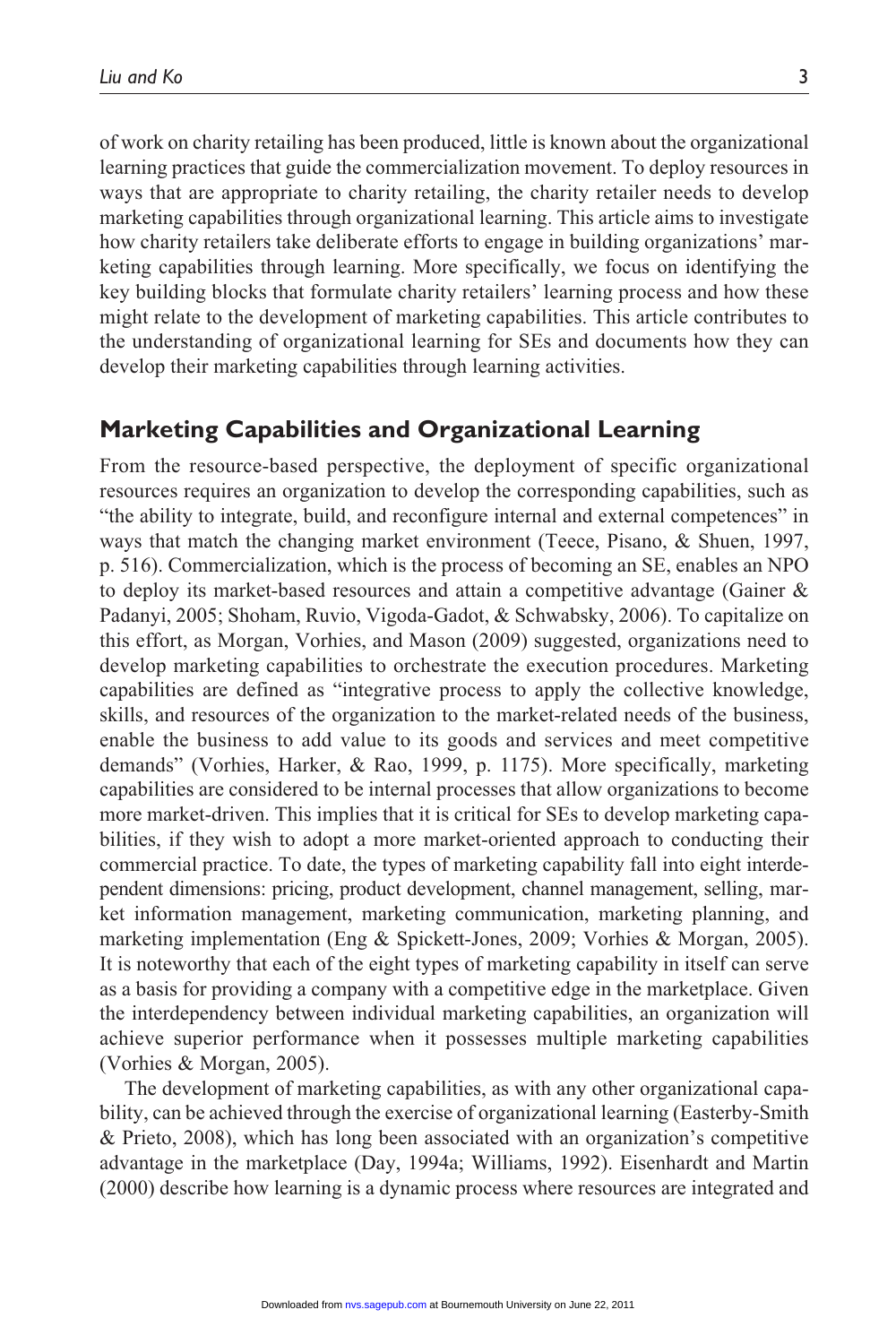of work on charity retailing has been produced, little is known about the organizational learning practices that guide the commercialization movement. To deploy resources in ways that are appropriate to charity retailing, the charity retailer needs to develop marketing capabilities through organizational learning. This article aims to investigate how charity retailers take deliberate efforts to engage in building organizations' marketing capabilities through learning. More specifically, we focus on identifying the key building blocks that formulate charity retailers' learning process and how these might relate to the development of marketing capabilities. This article contributes to the understanding of organizational learning for SEs and documents how they can develop their marketing capabilities through learning activities.

## Marketing Capabilities and Organizational Learning

From the resource-based perspective, the deployment of specific organizational resources requires an organization to develop the corresponding capabilities, such as "the ability to integrate, build, and reconfigure internal and external competences" in ways that match the changing market environment (Teece, Pisano, & Shuen, 1997, p. 516). Commercialization, which is the process of becoming an SE, enables an NPO to deploy its market-based resources and attain a competitive advantage (Gainer & Padanyi, 2005; Shoham, Ruvio, Vigoda-Gadot, & Schwabsky, 2006). To capitalize on this effort, as Morgan, Vorhies, and Mason (2009) suggested, organizations need to develop marketing capabilities to orchestrate the execution procedures. Marketing capabilities are defined as "integrative process to apply the collective knowledge, skills, and resources of the organization to the market-related needs of the business, enable the business to add value to its goods and services and meet competitive demands" (Vorhies, Harker, & Rao, 1999, p. 1175). More specifically, marketing capabilities are considered to be internal processes that allow organizations to become more market-driven. This implies that it is critical for SEs to develop marketing capabilities, if they wish to adopt a more market-oriented approach to conducting their commercial practice. To date, the types of marketing capability fall into eight interdependent dimensions: pricing, product development, channel management, selling, market information management, marketing communication, marketing planning, and marketing implementation (Eng & Spickett-Jones, 2009; Vorhies & Morgan, 2005). It is noteworthy that each of the eight types of marketing capability in itself can serve as a basis for providing a company with a competitive edge in the marketplace. Given the interdependency between individual marketing capabilities, an organization will achieve superior performance when it possesses multiple marketing capabilities (Vorhies & Morgan, 2005).

The development of marketing capabilities, as with any other organizational capability, can be achieved through the exercise of organizational learning (Easterby-Smith & Prieto, 2008), which has long been associated with an organization's competitive advantage in the marketplace (Day, 1994a; Williams, 1992). Eisenhardt and Martin (2000) describe how learning is a dynamic process where resources are integrated and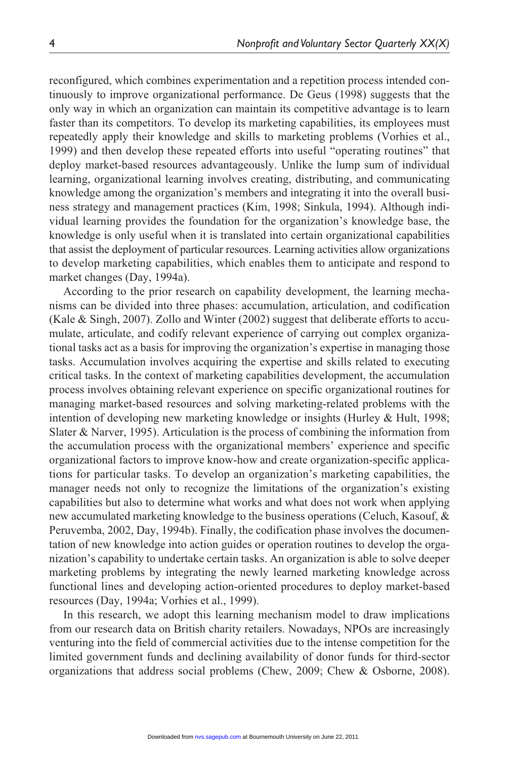reconfigured, which combines experimentation and a repetition process intended continuously to improve organizational performance. De Geus (1998) suggests that the only way in which an organization can maintain its competitive advantage is to learn faster than its competitors. To develop its marketing capabilities, its employees must repeatedly apply their knowledge and skills to marketing problems (Vorhies et al., 1999) and then develop these repeated efforts into useful "operating routines" that deploy market-based resources advantageously. Unlike the lump sum of individual learning, organizational learning involves creating, distributing, and communicating knowledge among the organization's members and integrating it into the overall business strategy and management practices (Kim, 1998; Sinkula, 1994). Although individual learning provides the foundation for the organization's knowledge base, the knowledge is only useful when it is translated into certain organizational capabilities that assist the deployment of particular resources. Learning activities allow organizations to develop marketing capabilities, which enables them to anticipate and respond to market changes (Day, 1994a).

According to the prior research on capability development, the learning mechanisms can be divided into three phases: accumulation, articulation, and codification (Kale & Singh, 2007). Zollo and Winter (2002) suggest that deliberate efforts to accumulate, articulate, and codify relevant experience of carrying out complex organizational tasks act as a basis for improving the organization's expertise in managing those tasks. Accumulation involves acquiring the expertise and skills related to executing critical tasks. In the context of marketing capabilities development, the accumulation process involves obtaining relevant experience on specific organizational routines for managing market-based resources and solving marketing-related problems with the intention of developing new marketing knowledge or insights (Hurley & Hult, 1998; Slater & Narver, 1995). Articulation is the process of combining the information from the accumulation process with the organizational members' experience and specific organizational factors to improve know-how and create organization-specific applications for particular tasks. To develop an organization's marketing capabilities, the manager needs not only to recognize the limitations of the organization's existing capabilities but also to determine what works and what does not work when applying new accumulated marketing knowledge to the business operations (Celuch, Kasouf, & Peruvemba, 2002, Day, 1994b). Finally, the codification phase involves the documentation of new knowledge into action guides or operation routines to develop the organization's capability to undertake certain tasks. An organization is able to solve deeper marketing problems by integrating the newly learned marketing knowledge across functional lines and developing action-oriented procedures to deploy market-based resources (Day, 1994a; Vorhies et al., 1999).

In this research, we adopt this learning mechanism model to draw implications from our research data on British charity retailers. Nowadays, NPOs are increasingly venturing into the field of commercial activities due to the intense competition for the limited government funds and declining availability of donor funds for third-sector organizations that address social problems (Chew, 2009; Chew & Osborne, 2008).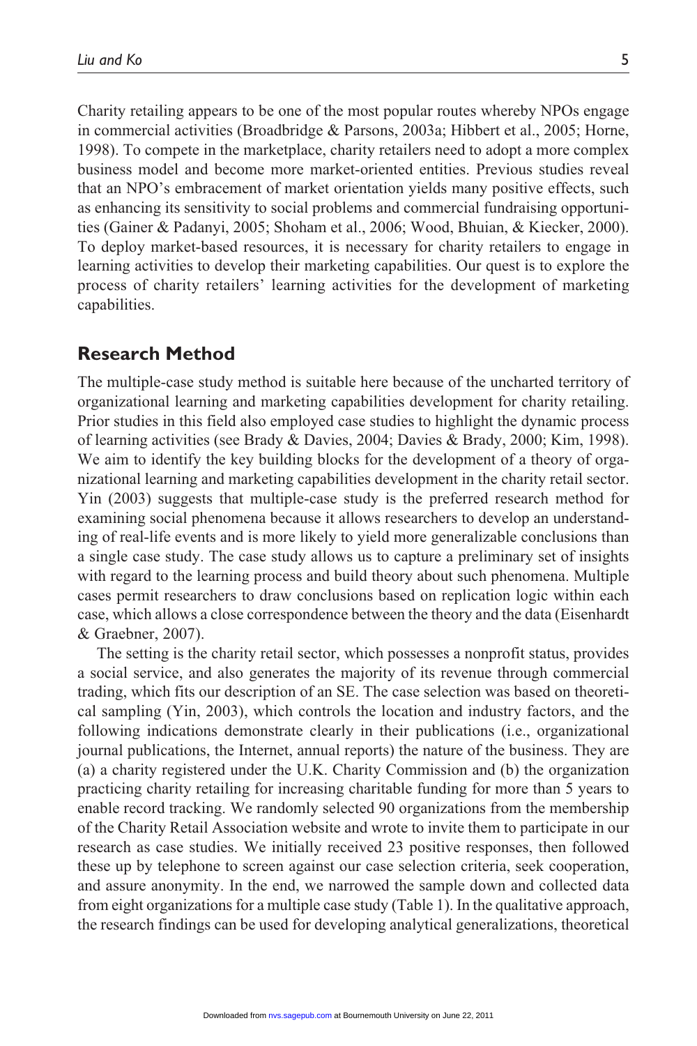Charity retailing appears to be one of the most popular routes whereby NPOs engage in commercial activities (Broadbridge & Parsons, 2003a; Hibbert et al., 2005; Horne, 1998). To compete in the marketplace, charity retailers need to adopt a more complex business model and become more market-oriented entities. Previous studies reveal that an NPO's embracement of market orientation yields many positive effects, such as enhancing its sensitivity to social problems and commercial fundraising opportunities (Gainer & Padanyi, 2005; Shoham et al., 2006; Wood, Bhuian, & Kiecker, 2000). To deploy market-based resources, it is necessary for charity retailers to engage in learning activities to develop their marketing capabilities. Our quest is to explore the process of charity retailers' learning activities for the development of marketing capabilities.

## Research Method

The multiple-case study method is suitable here because of the uncharted territory of organizational learning and marketing capabilities development for charity retailing. Prior studies in this field also employed case studies to highlight the dynamic process of learning activities (see Brady & Davies, 2004; Davies & Brady, 2000; Kim, 1998). We aim to identify the key building blocks for the development of a theory of organizational learning and marketing capabilities development in the charity retail sector. Yin (2003) suggests that multiple-case study is the preferred research method for examining social phenomena because it allows researchers to develop an understanding of real-life events and is more likely to yield more generalizable conclusions than a single case study. The case study allows us to capture a preliminary set of insights with regard to the learning process and build theory about such phenomena. Multiple cases permit researchers to draw conclusions based on replication logic within each case, which allows a close correspondence between the theory and the data (Eisenhardt & Graebner, 2007).

The setting is the charity retail sector, which possesses a nonprofit status, provides a social service, and also generates the majority of its revenue through commercial trading, which fits our description of an SE. The case selection was based on theoretical sampling (Yin, 2003), which controls the location and industry factors, and the following indications demonstrate clearly in their publications (i.e., organizational journal publications, the Internet, annual reports) the nature of the business. They are (a) a charity registered under the U.K. Charity Commission and (b) the organization practicing charity retailing for increasing charitable funding for more than 5 years to enable record tracking. We randomly selected 90 organizations from the membership of the Charity Retail Association website and wrote to invite them to participate in our research as case studies. We initially received 23 positive responses, then followed these up by telephone to screen against our case selection criteria, seek cooperation, and assure anonymity. In the end, we narrowed the sample down and collected data from eight organizations for a multiple case study (Table 1). In the qualitative approach, the research findings can be used for developing analytical generalizations, theoretical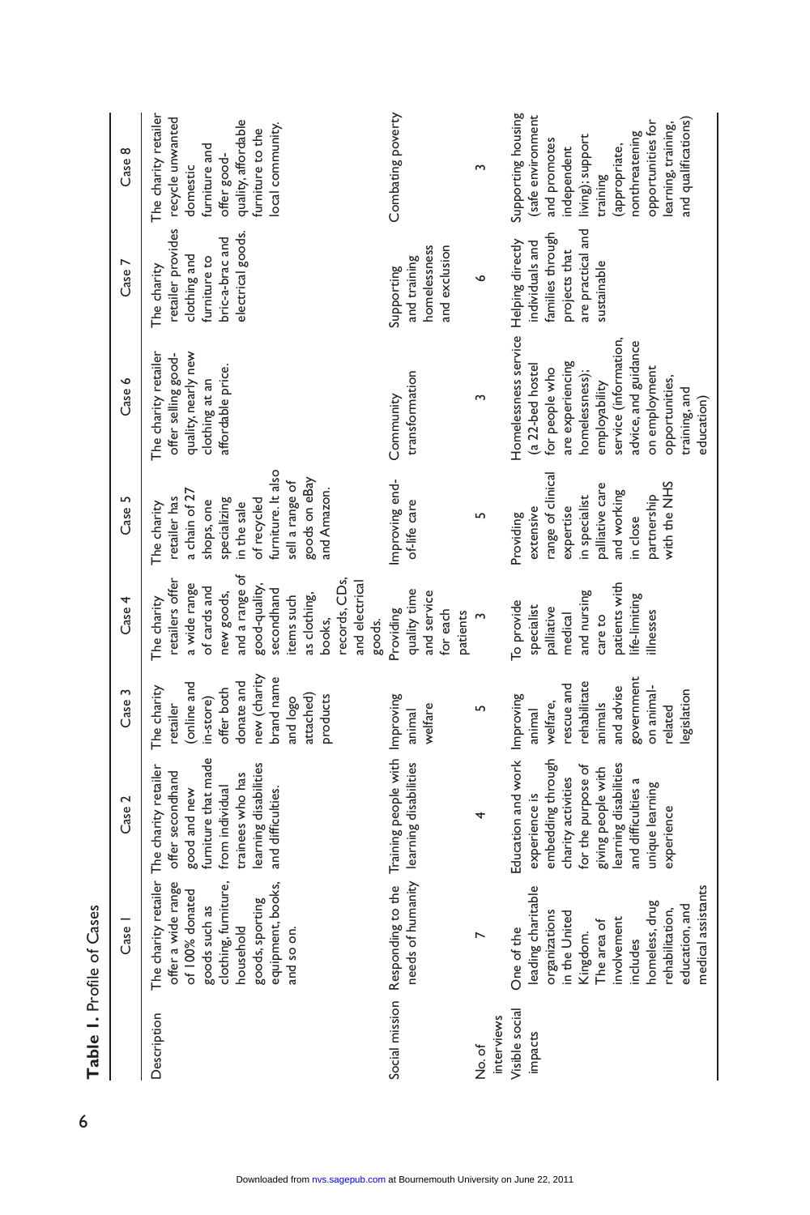**Table 1.** Profile of Cases

| | Case 1 | Case 2 | Case 3 | Case 4 | Case 5 | Case 6 | Case 7 | Case 8 |
|---|---|---|---|---|---|---|---|---|
| Description | The charity retailer offer a wide range of 100% donated goods such as clothing, furniture, household goods, sporting equipment, books, and so on. | The charity retailer offer secondhand good and new furniture that made from individual trainees who has learning disabilities and difficulties. | The charity retailer (online and in-store) offer both donate and new (charity brand name and logo attached) products | The charity retailers offer a wide range of cards and new goods, and a range of good-quality, secondhand items such as clothing, books, records, CDs, and electrical goods. | The charity retailer has a chain of 27 shops, one specializing in the sale of recycled furniture. It also sell a range of goods on eBay and Amazon. | The charity retailer offer selling good-quality, nearly new clothing at an affordable price. | The charity retailer provides clothing and furniture to bric-a-brac and electrical goods. | The charity retailer recycle unwanted domestic furniture and offer good-quality, affordable furniture to the local community. |
| Social mission | Responding to the needs of humanity | Training people with learning disabilities | Improving animal welfare | Providing quality time and service for each patients | Improving end-of-life care | Community transformation | Supporting and training homelessness and exclusion | Combating poverty |
| No. of interviews | 7 | 4 | 5 | 3 | 5 | 3 | 6 | 3 |
| Visible social impacts | One of the leading charitable organizations in the United Kingdom. The area of involvement includes homeless, drug rehabilitation, education, and medical assistants | Education and work experience is embedding through charity activities for the purpose of giving people with learning disabilities and difficulties a unique learning experience | Improving animal welfare, rescue and rehabilitate animals and advise government on animal-related legislation | To provide specialist palliative medical and nursing care to patients with life-limiting illnesses | Providing extensive range of clinical expertise in specialist palliative care and working in close partnership with the NHS | Homelessness service (a 22-bed hostel for people who are experiencing homelessness); employability service (information, advice, and guidance on employment opportunities, training, and education) | Helping directly individuals and families through projects that are practical and sustainable | Supporting housing (safe environment and promotes independent living); support training (appropriate, nonthreatening opportunities for learning, training, and qualifications) |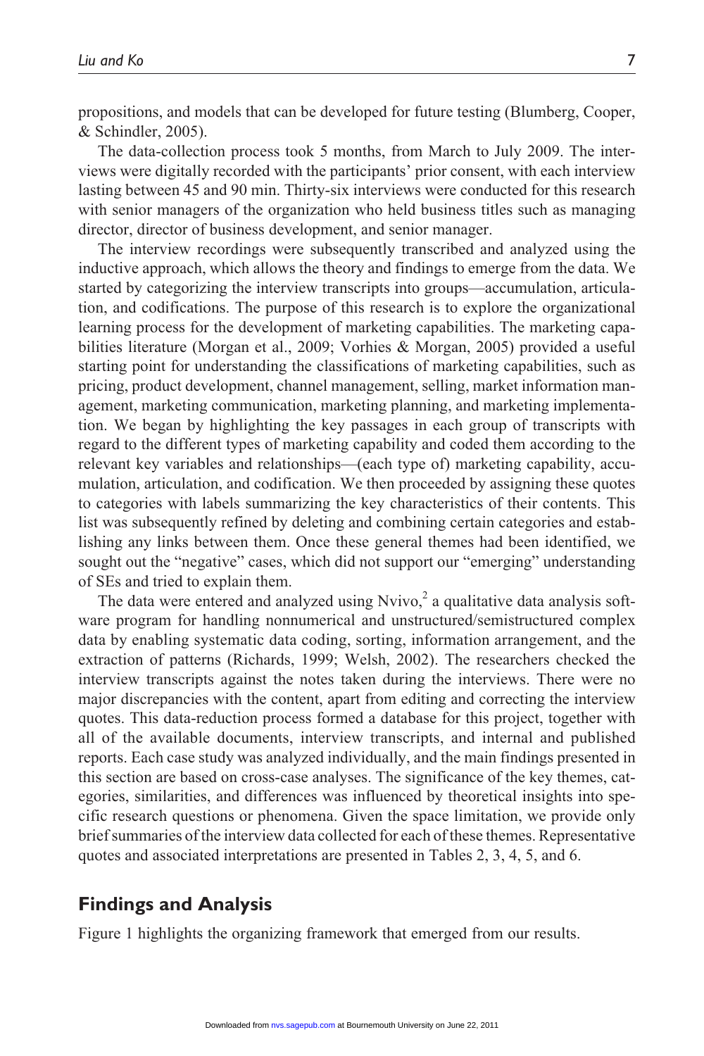propositions, and models that can be developed for future testing (Blumberg, Cooper, & Schindler, 2005).

The data-collection process took 5 months, from March to July 2009. The interviews were digitally recorded with the participants' prior consent, with each interview lasting between 45 and 90 min. Thirty-six interviews were conducted for this research with senior managers of the organization who held business titles such as managing director, director of business development, and senior manager.

The interview recordings were subsequently transcribed and analyzed using the inductive approach, which allows the theory and findings to emerge from the data. We started by categorizing the interview transcripts into groups—accumulation, articulation, and codifications. The purpose of this research is to explore the organizational learning process for the development of marketing capabilities. The marketing capabilities literature (Morgan et al., 2009; Vorhies & Morgan, 2005) provided a useful starting point for understanding the classifications of marketing capabilities, such as pricing, product development, channel management, selling, market information management, marketing communication, marketing planning, and marketing implementation. We began by highlighting the key passages in each group of transcripts with regard to the different types of marketing capability and coded them according to the relevant key variables and relationships—(each type of) marketing capability, accumulation, articulation, and codification. We then proceeded by assigning these quotes to categories with labels summarizing the key characteristics of their contents. This list was subsequently refined by deleting and combining certain categories and establishing any links between them. Once these general themes had been identified, we sought out the "negative" cases, which did not support our "emerging" understanding of SEs and tried to explain them.

The data were entered and analyzed using Nvivo,[2] a qualitative data analysis software program for handling nonnumerical and unstructured/semistructured complex data by enabling systematic data coding, sorting, information arrangement, and the extraction of patterns (Richards, 1999; Welsh, 2002). The researchers checked the interview transcripts against the notes taken during the interviews. There were no major discrepancies with the content, apart from editing and correcting the interview quotes. This data-reduction process formed a database for this project, together with all of the available documents, interview transcripts, and internal and published reports. Each case study was analyzed individually, and the main findings presented in this section are based on cross-case analyses. The significance of the key themes, categories, similarities, and differences was influenced by theoretical insights into specific research questions or phenomena. Given the space limitation, we provide only brief summaries of the interview data collected for each of these themes. Representative quotes and associated interpretations are presented in Tables 2, 3, 4, 5, and 6.

## Findings and Analysis

Figure 1 highlights the organizing framework that emerged from our results.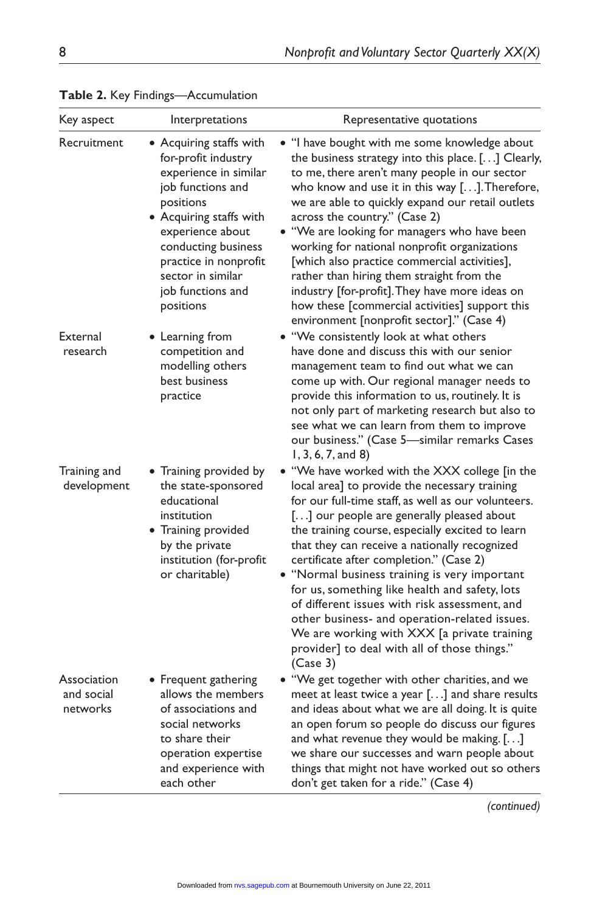**Table 2.** Key Findings—Accumulation

| Key aspect | Interpretations | Representative quotations |
|---|---|---|
| Recruitment | • Acquiring staffs with for-profit industry experience in similar job functions and positions<br>• Acquiring staffs with experience about conducting business practice in nonprofit sector in similar job functions and positions | • "I have bought with me some knowledge about the business strategy into this place. [. . .] Clearly, to me, there aren't many people in our sector who know and use it in this way [. . .]. Therefore, we are able to quickly expand our retail outlets across the country." (Case 2)<br>• "We are looking for managers who have been working for national nonprofit organizations [which also practice commercial activities], rather than hiring them straight from the industry [for-profit]. They have more ideas on how these [commercial activities] support this environment [nonprofit sector]." (Case 4) |
| External research | • Learning from competition and modelling others best business practice | • "We consistently look at what others have done and discuss this with our senior management team to find out what we can come up with. Our regional manager needs to provide this information to us, routinely. It is not only part of marketing research but also to see what we can learn from them to improve our business." (Case 5—similar remarks Cases 1, 3, 6, 7, and 8) |
| Training and development | • Training provided by the state-sponsored educational institution<br>• Training provided by the private institution (for-profit or charitable) | • "We have worked with the XXX college [in the local area] to provide the necessary training for our full-time staff, as well as our volunteers. [. . .] our people are generally pleased about the training course, especially excited to learn that they can receive a nationally recognized certificate after completion." (Case 2)<br>• "Normal business training is very important for us, something like health and safety, lots of different issues with risk assessment, and other business- and operation-related issues. We are working with XXX [a private training provider] to deal with all of those things." (Case 3) |
| Association and social networks | • Frequent gathering allows the members of associations and social networks to share their operation expertise and experience with each other | • "We get together with other charities, and we meet at least twice a year [. . .] and share results and ideas about what we are all doing. It is quite an open forum so people do discuss our figures and what revenue they would be making. [. . .] we share our successes and warn people about things that might not have worked out so others don't get taken for a ride." (Case 4) |

*(continued)*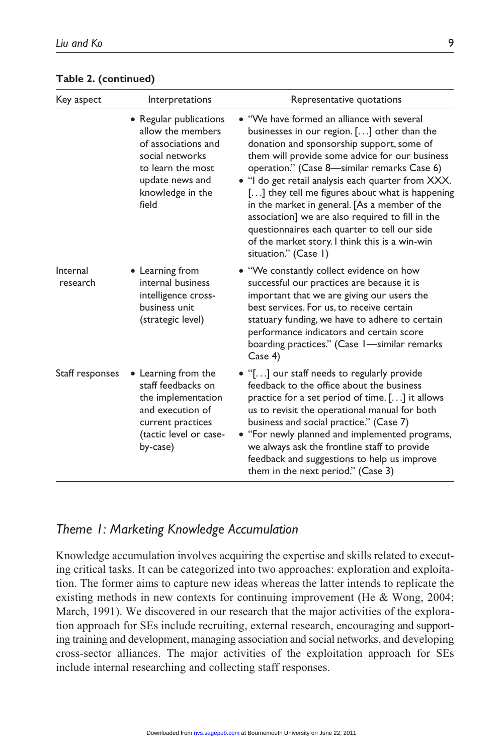**Table 2. (continued)**

| Key aspect | Interpretations | Representative quotations |
|---|---|---|
| | • Regular publications allow the members of associations and social networks to learn the most update news and knowledge in the field | • "We have formed an alliance with several businesses in our region. [. . .] other than the donation and sponsorship support, some of them will provide some advice for our business operation." (Case 8—similar remarks Case 6) • "I do get retail analysis each quarter from XXX. [. . .] they tell me figures about what is happening in the market in general. [As a member of the association] we are also required to fill in the questionnaires each quarter to tell our side of the market story. I think this is a win-win situation." (Case 1) |
| Internal research | • Learning from internal business intelligence cross-business unit (strategic level) | • "We constantly collect evidence on how successful our practices are because it is important that we are giving our users the best services. For us, to receive certain statuary funding, we have to adhere to certain performance indicators and certain score boarding practices." (Case 1—similar remarks Case 4) |
| Staff responses | • Learning from the staff feedbacks on the implementation and execution of current practices (tactic level or case-by-case) | • "[. . .] our staff needs to regularly provide feedback to the office about the business practice for a set period of time. [. . .] it allows us to revisit the operational manual for both business and social practice." (Case 7) • "For newly planned and implemented programs, we always ask the frontline staff to provide feedback and suggestions to help us improve them in the next period." (Case 3) |

## *Theme 1: Marketing Knowledge Accumulation*

Knowledge accumulation involves acquiring the expertise and skills related to executing critical tasks. It can be categorized into two approaches: exploration and exploitation. The former aims to capture new ideas whereas the latter intends to replicate the existing methods in new contexts for continuing improvement (He & Wong, 2004; March, 1991). We discovered in our research that the major activities of the exploration approach for SEs include recruiting, external research, encouraging and supporting training and development, managing association and social networks, and developing cross-sector alliances. The major activities of the exploitation approach for SEs include internal researching and collecting staff responses.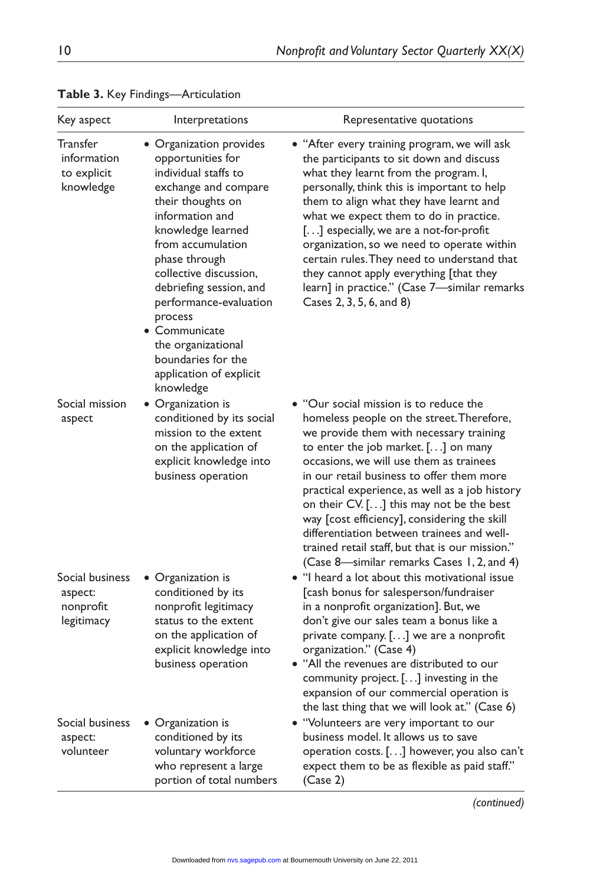**Table 3.** Key Findings—Articulation

| Key aspect | Interpretations | Representative quotations |
| --- | --- | --- |
| Transfer information to explicit knowledge | • Organization provides opportunities for individual staffs to exchange and compare their thoughts on information and knowledge learned from accumulation phase through collective discussion, debriefing session, and performance-evaluation process<br>• Communicate the organizational boundaries for the application of explicit knowledge | • "After every training program, we will ask the participants to sit down and discuss what they learnt from the program. I, personally, think this is important to help them to align what they have learnt and what we expect them to do in practice. [. . .] especially, we are a not-for-profit organization, so we need to operate within certain rules. They need to understand that they cannot apply everything [that they learn] in practice." (Case 7—similar remarks Cases 2, 3, 5, 6, and 8) |
| Social mission aspect | • Organization is conditioned by its social mission to the extent on the application of explicit knowledge into business operation | • "Our social mission is to reduce the homeless people on the street. Therefore, we provide them with necessary training to enter the job market. [. . .] on many occasions, we will use them as trainees in our retail business to offer them more practical experience, as well as a job history on their CV. [. . .] this may not be the best way [cost efficiency], considering the skill differentiation between trainees and well-trained retail staff, but that is our mission." (Case 8—similar remarks Cases 1, 2, and 4) |
| Social business aspect: nonprofit legitimacy | • Organization is conditioned by its nonprofit legitimacy status to the extent on the application of explicit knowledge into business operation | • "I heard a lot about this motivational issue [cash bonus for salesperson/fundraiser in a nonprofit organization]. But, we don't give our sales team a bonus like a private company. [. . .] we are a nonprofit organization." (Case 4)<br>• "All the revenues are distributed to our community project. [. . .] investing in the expansion of our commercial operation is the last thing that we will look at." (Case 6) |
| Social business aspect: volunteer | • Organization is conditioned by its voluntary workforce who represent a large portion of total numbers | • "Volunteers are very important to our business model. It allows us to save operation costs. [. . .] however, you also can't expect them to be as flexible as paid staff." (Case 2) |

*(continued)*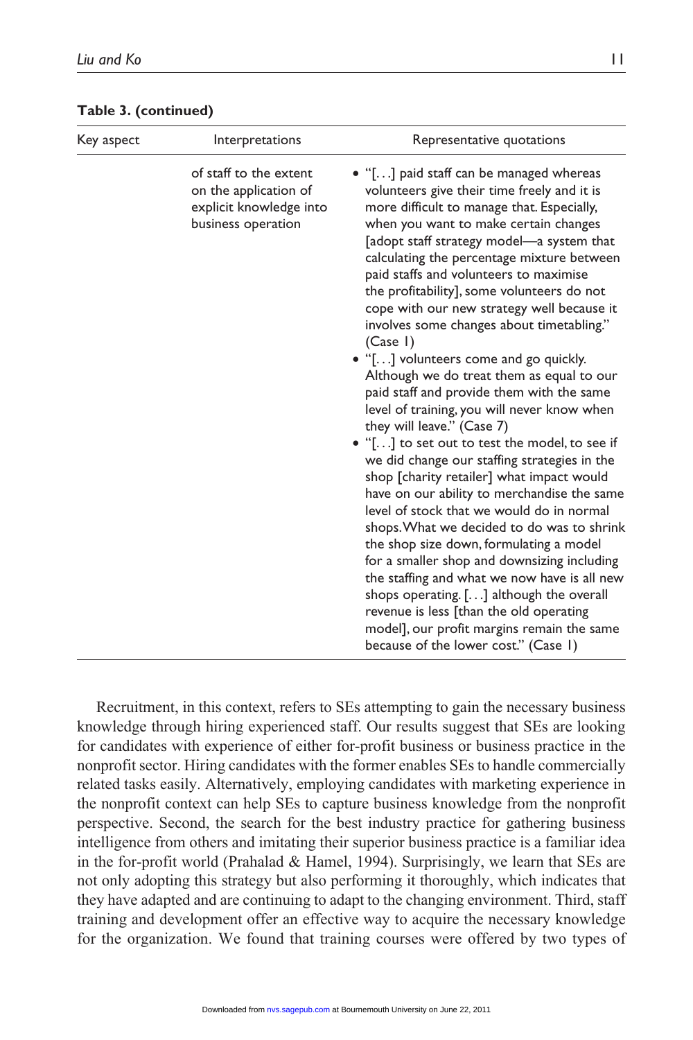**Table 3. (continued)**

| Key aspect | Interpretations | Representative quotations |
|---|---|---|
| | of staff to the extent on the application of explicit knowledge into business operation | • "[. . .] paid staff can be managed whereas volunteers give their time freely and it is more difficult to manage that. Especially, when you want to make certain changes [adopt staff strategy model—a system that calculating the percentage mixture between paid staffs and volunteers to maximise the profitability], some volunteers do not cope with our new strategy well because it involves some changes about timetabling." (Case 1)<br>• "[. . .] volunteers come and go quickly. Although we do treat them as equal to our paid staff and provide them with the same level of training, you will never know when they will leave." (Case 7)<br>• "[. . .] to set out to test the model, to see if we did change our staffing strategies in the shop [charity retailer] what impact would have on our ability to merchandise the same level of stock that we would do in normal shops. What we decided to do was to shrink the shop size down, formulating a model for a smaller shop and downsizing including the staffing and what we now have is all new shops operating. [. . .] although the overall revenue is less [than the old operating model], our profit margins remain the same because of the lower cost." (Case 1) |

Recruitment, in this context, refers to SEs attempting to gain the necessary business knowledge through hiring experienced staff. Our results suggest that SEs are looking for candidates with experience of either for-profit business or business practice in the nonprofit sector. Hiring candidates with the former enables SEs to handle commercially related tasks easily. Alternatively, employing candidates with marketing experience in the nonprofit context can help SEs to capture business knowledge from the nonprofit perspective. Second, the search for the best industry practice for gathering business intelligence from others and imitating their superior business practice is a familiar idea in the for-profit world (Prahalad & Hamel, 1994). Surprisingly, we learn that SEs are not only adopting this strategy but also performing it thoroughly, which indicates that they have adapted and are continuing to adapt to the changing environment. Third, staff training and development offer an effective way to acquire the necessary knowledge for the organization. We found that training courses were offered by two types of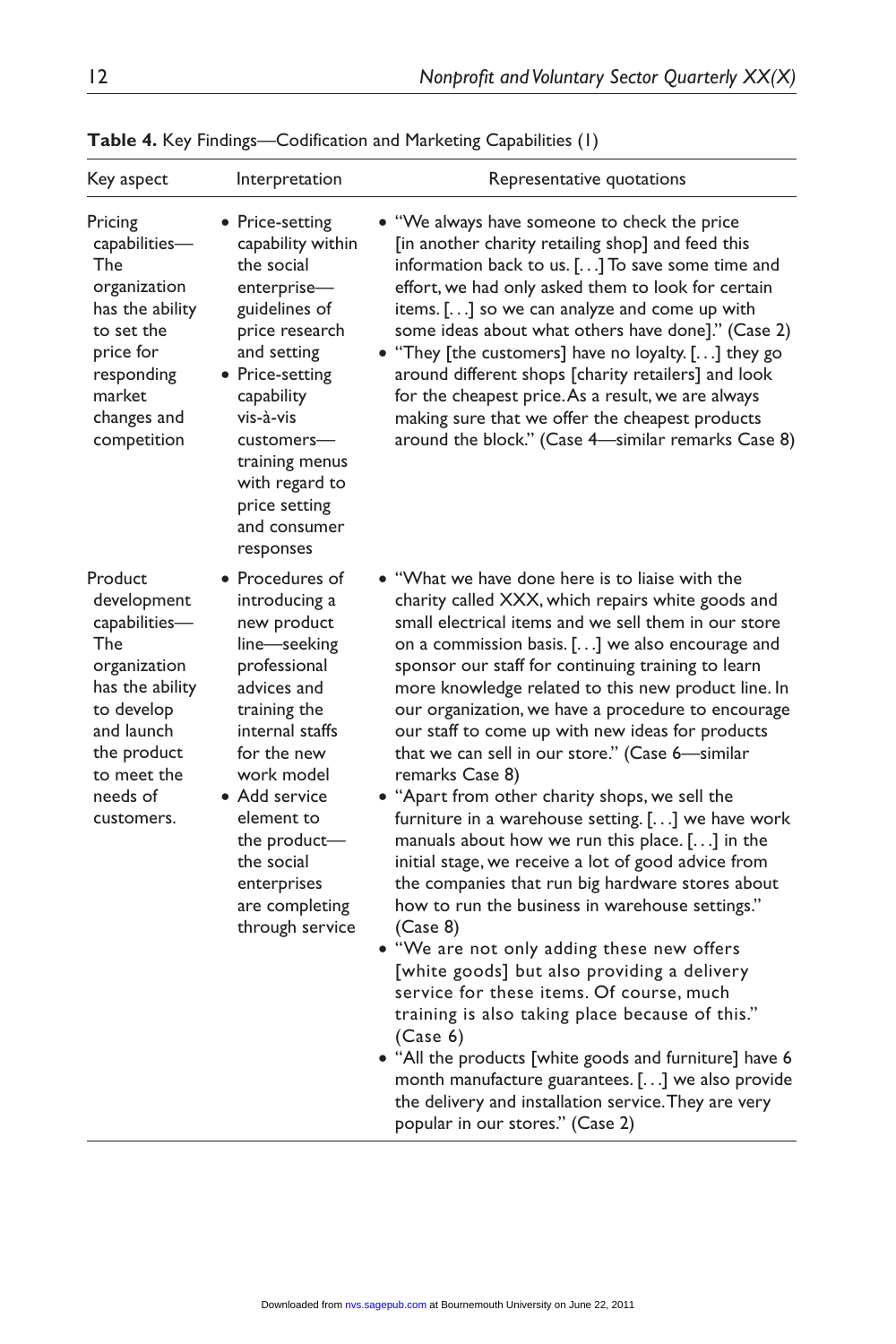**Table 4.** Key Findings—Codification and Marketing Capabilities (1)

| Key aspect | Interpretation | Representative quotations |
|---|---|---|
| Pricing capabilities—The organization has the ability to set the price for responding market changes and competition | • Price-setting capability within the social enterprise—guidelines of price research and setting<br>• Price-setting capability vis-à-vis customers—training menus with regard to price setting and consumer responses | • "We always have someone to check the price [in another charity retailing shop] and feed this information back to us. [. . .] To save some time and effort, we had only asked them to look for certain items. [. . .] so we can analyze and come up with some ideas about what others have done]." (Case 2)<br>• "They [the customers] have no loyalty. [. . .] they go around different shops [charity retailers] and look for the cheapest price. As a result, we are always making sure that we offer the cheapest products around the block." (Case 4—similar remarks Case 8) |
| Product development capabilities—The organization has the ability to develop and launch the product to meet the needs of customers. | • Procedures of introducing a new product line—seeking professional advices and training the internal staffs for the new work model<br>• Add service element to the product—the social enterprises are completing through service | • "What we have done here is to liaise with the charity called XXX, which repairs white goods and small electrical items and we sell them in our store on a commission basis. [. . .] we also encourage and sponsor our staff for continuing training to learn more knowledge related to this new product line. In our organization, we have a procedure to encourage our staff to come up with new ideas for products that we can sell in our store." (Case 6—similar remarks Case 8)<br>• "Apart from other charity shops, we sell the furniture in a warehouse setting. [. . .] we have work manuals about how we run this place. [. . .] in the initial stage, we receive a lot of good advice from the companies that run big hardware stores about how to run the business in warehouse settings." (Case 8)<br>• "We are not only adding these new offers [white goods] but also providing a delivery service for these items. Of course, much training is also taking place because of this." (Case 6)<br>• "All the products [white goods and furniture] have 6 month manufacture guarantees. [. . .] we also provide the delivery and installation service. They are very popular in our stores." (Case 2) |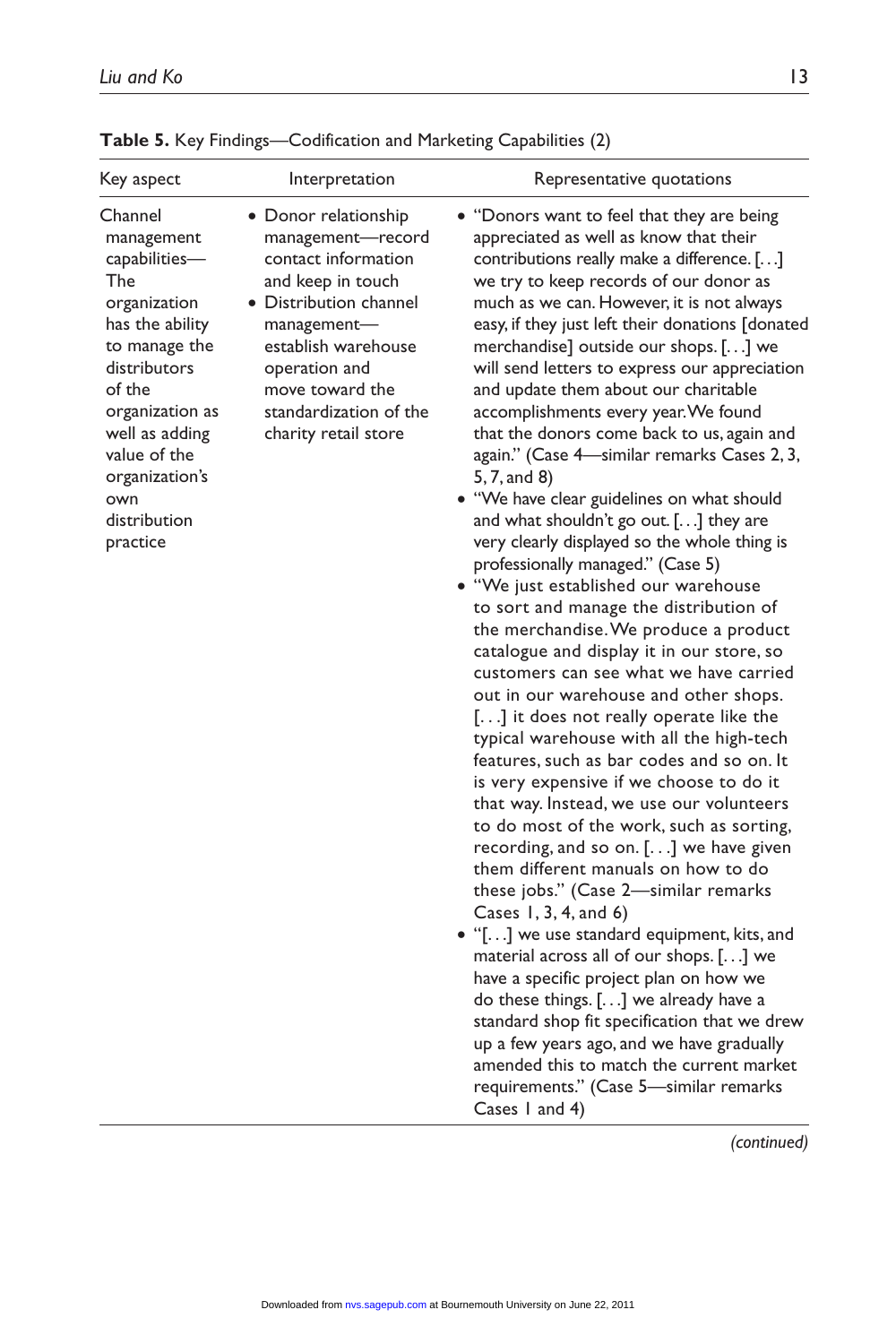**Table 5.** Key Findings—Codification and Marketing Capabilities (2)

| Key aspect | Interpretation | Representative quotations |
|---|---|---|
| Channel management capabilities—The organization has the ability to manage the distributors of the organization as well as adding value of the organization's own distribution practice | • Donor relationship management—record contact information and keep in touch<br>• Distribution channel management—establish warehouse operation and move toward the standardization of the charity retail store | • "Donors want to feel that they are being appreciated as well as know that their contributions really make a difference. [. . .] we try to keep records of our donor as much as we can. However, it is not always easy, if they just left their donations [donated merchandise] outside our shops. [. . .] we will send letters to express our appreciation and update them about our charitable accomplishments every year. We found that the donors come back to us, again and again." (Case 4—similar remarks Cases 2, 3, 5, 7, and 8)<br>• "We have clear guidelines on what should and what shouldn't go out. [. . .] they are very clearly displayed so the whole thing is professionally managed." (Case 5)<br>• "We just established our warehouse to sort and manage the distribution of the merchandise. We produce a product catalogue and display it in our store, so customers can see what we have carried out in our warehouse and other shops. [. . .] it does not really operate like the typical warehouse with all the high-tech features, such as bar codes and so on. It is very expensive if we choose to do it that way. Instead, we use our volunteers to do most of the work, such as sorting, recording, and so on. [. . .] we have given them different manuals on how to do these jobs." (Case 2—similar remarks Cases 1, 3, 4, and 6)<br>• "[. . .] we use standard equipment, kits, and material across all of our shops. [. . .] we have a specific project plan on how we do these things. [. . .] we already have a standard shop fit specification that we drew up a few years ago, and we have gradually amended this to match the current market requirements." (Case 5—similar remarks Cases 1 and 4) |

*(continued)*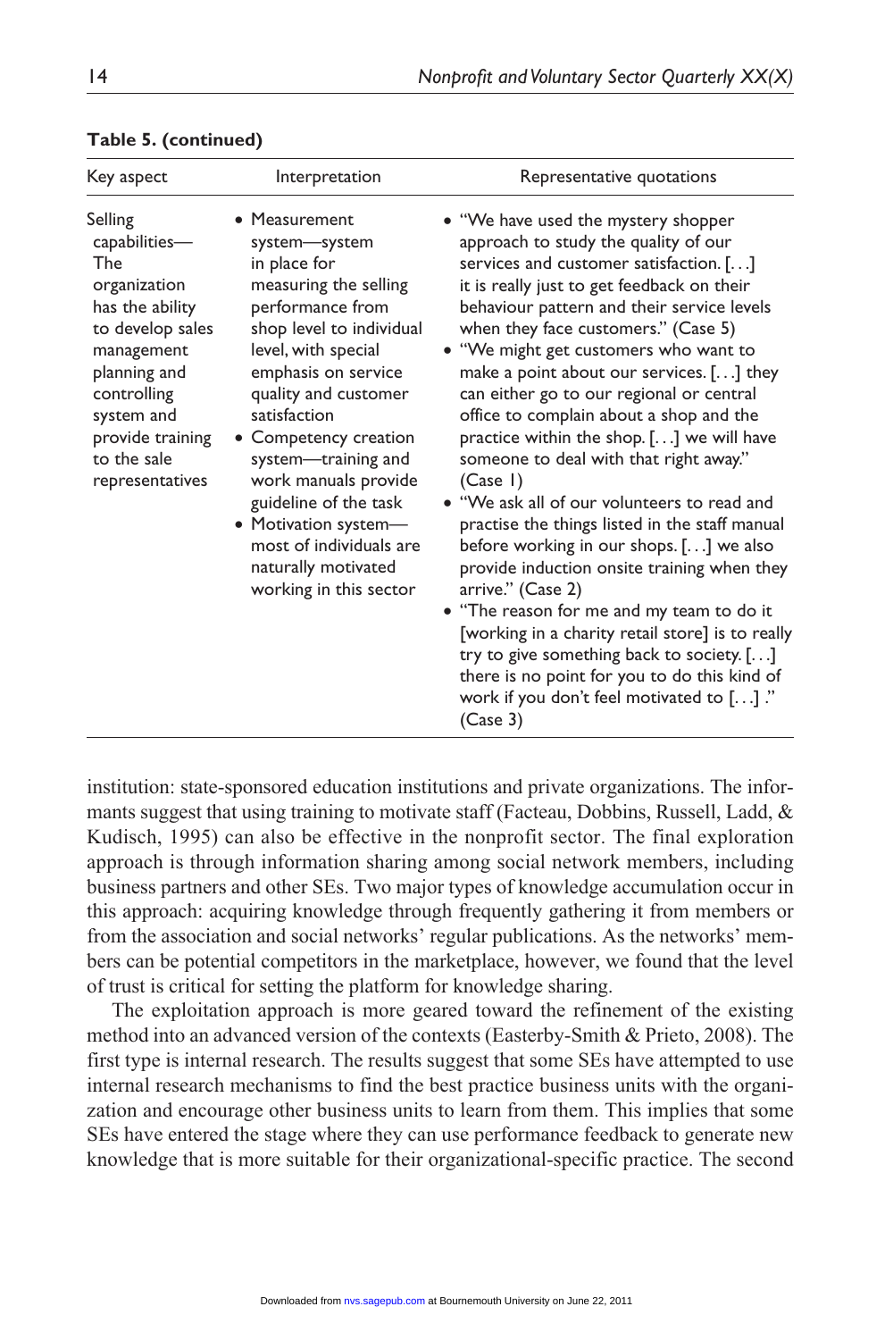**Table 5. (continued)**

| Key aspect | Interpretation | Representative quotations |
|---|---|---|
| Selling capabilities—The organization has the ability to develop sales management planning and controlling system and provide training to the sale representatives | • Measurement system—system in place for measuring the selling performance from shop level to individual level, with special emphasis on service quality and customer satisfaction<br>• Competency creation system—training and work manuals provide guideline of the task<br>• Motivation system—most of individuals are naturally motivated working in this sector | • "We have used the mystery shopper approach to study the quality of our services and customer satisfaction. [. . .] it is really just to get feedback on their behaviour pattern and their service levels when they face customers." (Case 5)<br>• "We might get customers who want to make a point about our services. [. . .] they can either go to our regional or central office to complain about a shop and the practice within the shop. [. . .] we will have someone to deal with that right away." (Case 1)<br>• "We ask all of our volunteers to read and practise the things listed in the staff manual before working in our shops. [. . .] we also provide induction onsite training when they arrive." (Case 2)<br>• "The reason for me and my team to do it [working in a charity retail store] is to really try to give something back to society. [. . .] there is no point for you to do this kind of work if you don't feel motivated to [. . .] ." (Case 3) |

institution: state-sponsored education institutions and private organizations. The informants suggest that using training to motivate staff (Facteau, Dobbins, Russell, Ladd, & Kudisch, 1995) can also be effective in the nonprofit sector. The final exploration approach is through information sharing among social network members, including business partners and other SEs. Two major types of knowledge accumulation occur in this approach: acquiring knowledge through frequently gathering it from members or from the association and social networks' regular publications. As the networks' members can be potential competitors in the marketplace, however, we found that the level of trust is critical for setting the platform for knowledge sharing.

The exploitation approach is more geared toward the refinement of the existing method into an advanced version of the contexts (Easterby-Smith & Prieto, 2008). The first type is internal research. The results suggest that some SEs have attempted to use internal research mechanisms to find the best practice business units with the organization and encourage other business units to learn from them. This implies that some SEs have entered the stage where they can use performance feedback to generate new knowledge that is more suitable for their organizational-specific practice. The second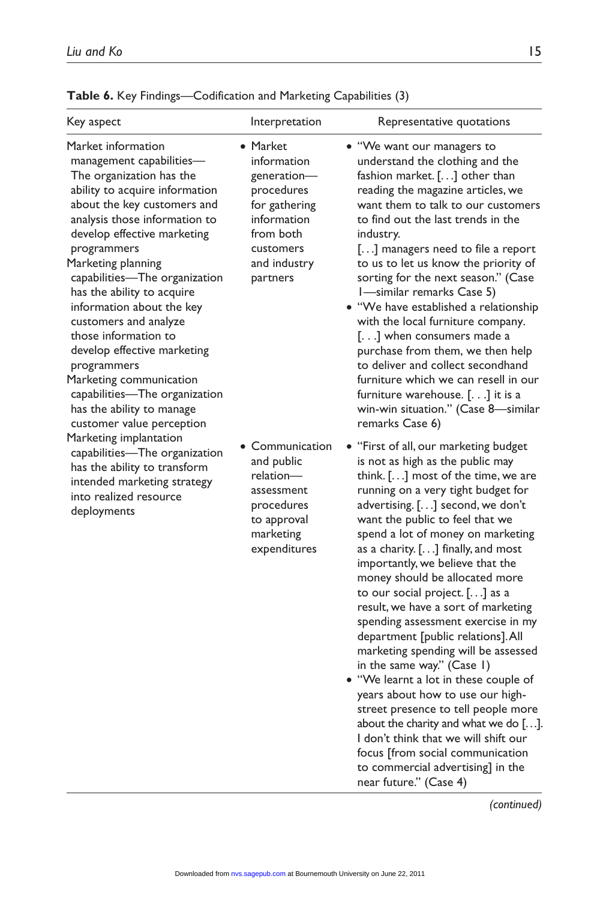**Table 6.** Key Findings—Codification and Marketing Capabilities (3)

| Key aspect | Interpretation | Representative quotations |
|---|---|---|
| Market information management capabilities—The organization has the ability to acquire information about the key customers and analysis those information to develop effective marketing programmers<br>Marketing planning capabilities—The organization has the ability to acquire information about the key customers and analyze those information to develop effective marketing programmers<br>Marketing communication capabilities—The organization has the ability to manage customer value perception<br>Marketing implantation capabilities—The organization has the ability to transform intended marketing strategy into realized resource deployments | • Market information generation—procedures for gathering information from both customers and industry partners | • "We want our managers to understand the clothing and the fashion market. [. . .] other than reading the magazine articles, we want them to talk to our customers to find out the last trends in the industry. [. . .] managers need to file a report to us to let us know the priority of sorting for the next season." (Case 1—similar remarks Case 5)<br>• "We have established a relationship with the local furniture company. [. . .] when consumers made a purchase from them, we then help to deliver and collect secondhand furniture which we can resell in our furniture warehouse. [. . .] it is a win-win situation." (Case 8—similar remarks Case 6) |
| | • Communication and public relation—assessment procedures to approval marketing expenditures | • "First of all, our marketing budget is not as high as the public may think. [. . .] most of the time, we are running on a very tight budget for advertising. [. . .] second, we don't want the public to feel that we spend a lot of money on marketing as a charity. [. . .] finally, and most importantly, we believe that the money should be allocated more to our social project. [. . .] as a result, we have a sort of marketing spending assessment exercise in my department [public relations]. All marketing spending will be assessed in the same way." (Case 1)<br>• "We learnt a lot in these couple of years about how to use our high-street presence to tell people more about the charity and what we do [. . .]. I don't think that we will shift our focus [from social communication to commercial advertising] in the near future." (Case 4) |

*(continued)*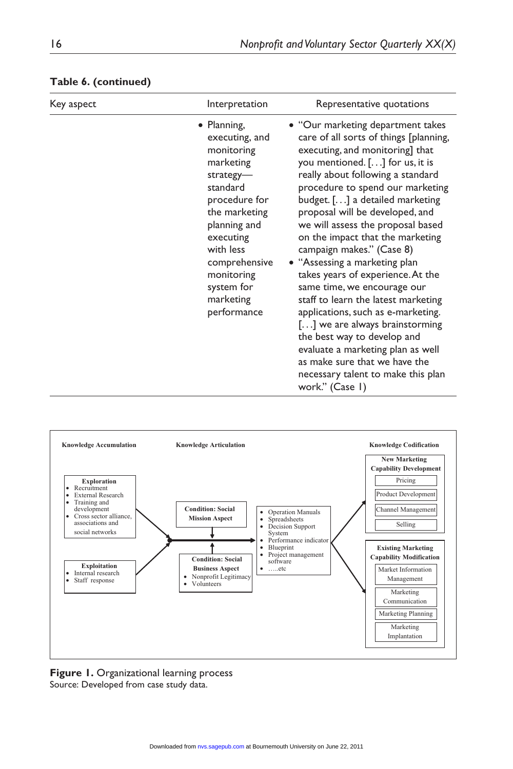**Table 6. (continued)**

| Key aspect | Interpretation | Representative quotations |
|---|---|---|
| | • Planning, executing, and monitoring marketing strategy—standard procedure for the marketing planning and executing with less comprehensive monitoring system for marketing performance | • "Our marketing department takes care of all sorts of things [planning, executing, and monitoring] that you mentioned. [. . .] for us, it is really about following a standard procedure to spend our marketing budget. [. . .] a detailed marketing proposal will be developed, and we will assess the proposal based on the impact that the marketing campaign makes." (Case 8) <br> • "Assessing a marketing plan takes years of experience. At the same time, we encourage our staff to learn the latest marketing applications, such as e-marketing. [. . .] we are always brainstorming the best way to develop and evaluate a marketing plan as well as make sure that we have the necessary talent to make this plan work." (Case 1) |

**Knowledge Accumulation**

**Exploration**
- Recruitment
- External Research
- Training and development
- Cross sector alliance, associations and social networks

**Exploitation**
- Internal research
- Staff response

**Knowledge Articulation**

**Condition: Social Mission Aspect**

**Condition: Social Business Aspect**
- Nonprofit Legitimacy
- Volunteers

- Operation Manuals
- Spreadsheets
- Decision Support System
- Performance indicator
- Blueprint
- Project management software
- …..etc

**Knowledge Codification**

**New Marketing Capability Development**
- Pricing
- Product Development
- Channel Management
- Selling

**Existing Marketing Capability Modification**
- Market Information Management
- Marketing Communication
- Marketing Planning
- Marketing Implantation

**Figure 1.** Organizational learning process
Source: Developed from case study data.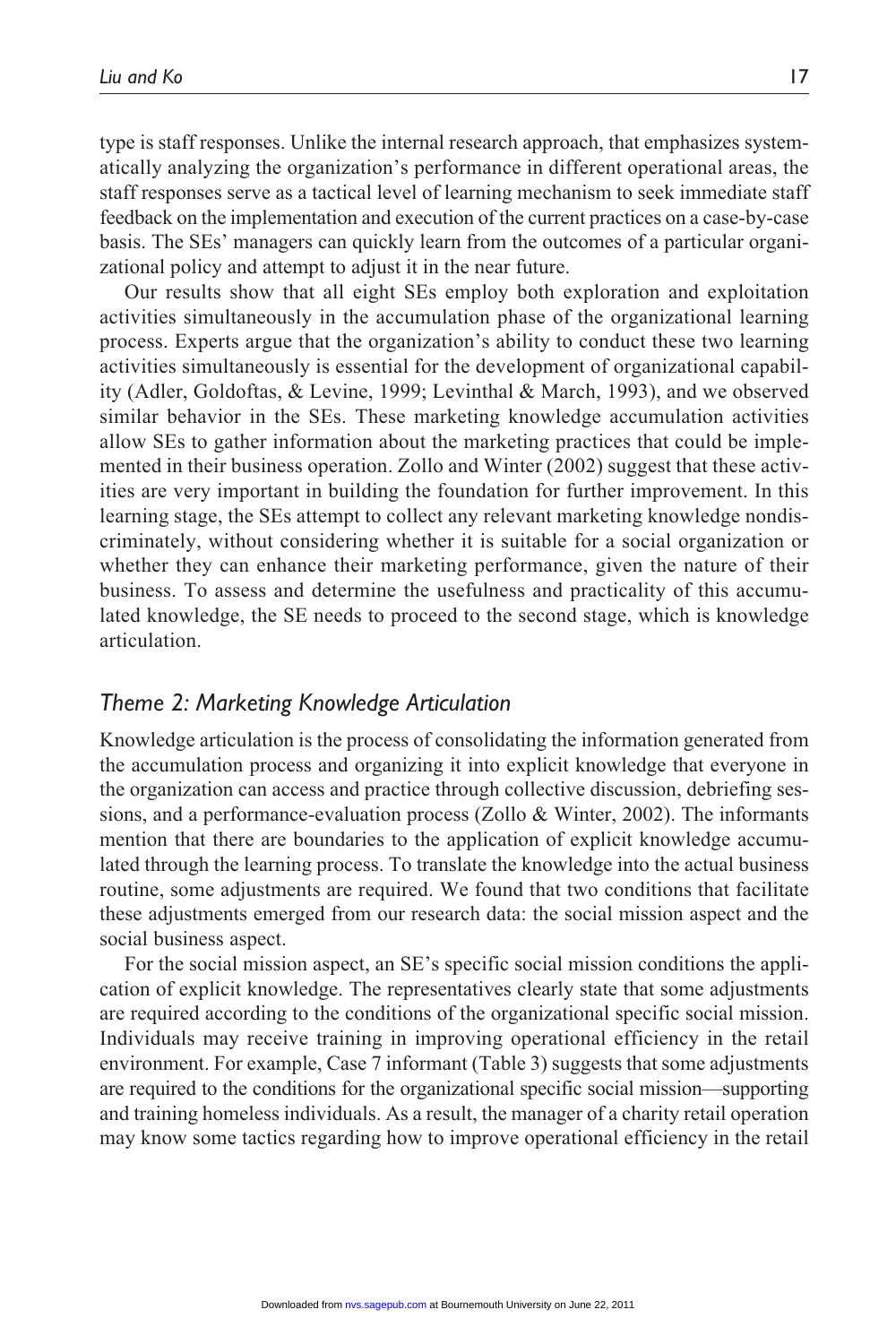type is staff responses. Unlike the internal research approach, that emphasizes systematically analyzing the organization's performance in different operational areas, the staff responses serve as a tactical level of learning mechanism to seek immediate staff feedback on the implementation and execution of the current practices on a case-by-case basis. The SEs' managers can quickly learn from the outcomes of a particular organizational policy and attempt to adjust it in the near future.

Our results show that all eight SEs employ both exploration and exploitation activities simultaneously in the accumulation phase of the organizational learning process. Experts argue that the organization's ability to conduct these two learning activities simultaneously is essential for the development of organizational capability (Adler, Goldoftas, & Levine, 1999; Levinthal & March, 1993), and we observed similar behavior in the SEs. These marketing knowledge accumulation activities allow SEs to gather information about the marketing practices that could be implemented in their business operation. Zollo and Winter (2002) suggest that these activities are very important in building the foundation for further improvement. In this learning stage, the SEs attempt to collect any relevant marketing knowledge nondiscriminately, without considering whether it is suitable for a social organization or whether they can enhance their marketing performance, given the nature of their business. To assess and determine the usefulness and practicality of this accumulated knowledge, the SE needs to proceed to the second stage, which is knowledge articulation.

## *Theme 2: Marketing Knowledge Articulation*

Knowledge articulation is the process of consolidating the information generated from the accumulation process and organizing it into explicit knowledge that everyone in the organization can access and practice through collective discussion, debriefing sessions, and a performance-evaluation process (Zollo & Winter, 2002). The informants mention that there are boundaries to the application of explicit knowledge accumulated through the learning process. To translate the knowledge into the actual business routine, some adjustments are required. We found that two conditions that facilitate these adjustments emerged from our research data: the social mission aspect and the social business aspect.

For the social mission aspect, an SE's specific social mission conditions the application of explicit knowledge. The representatives clearly state that some adjustments are required according to the conditions of the organizational specific social mission. Individuals may receive training in improving operational efficiency in the retail environment. For example, Case 7 informant (Table 3) suggests that some adjustments are required to the conditions for the organizational specific social mission—supporting and training homeless individuals. As a result, the manager of a charity retail operation may know some tactics regarding how to improve operational efficiency in the retail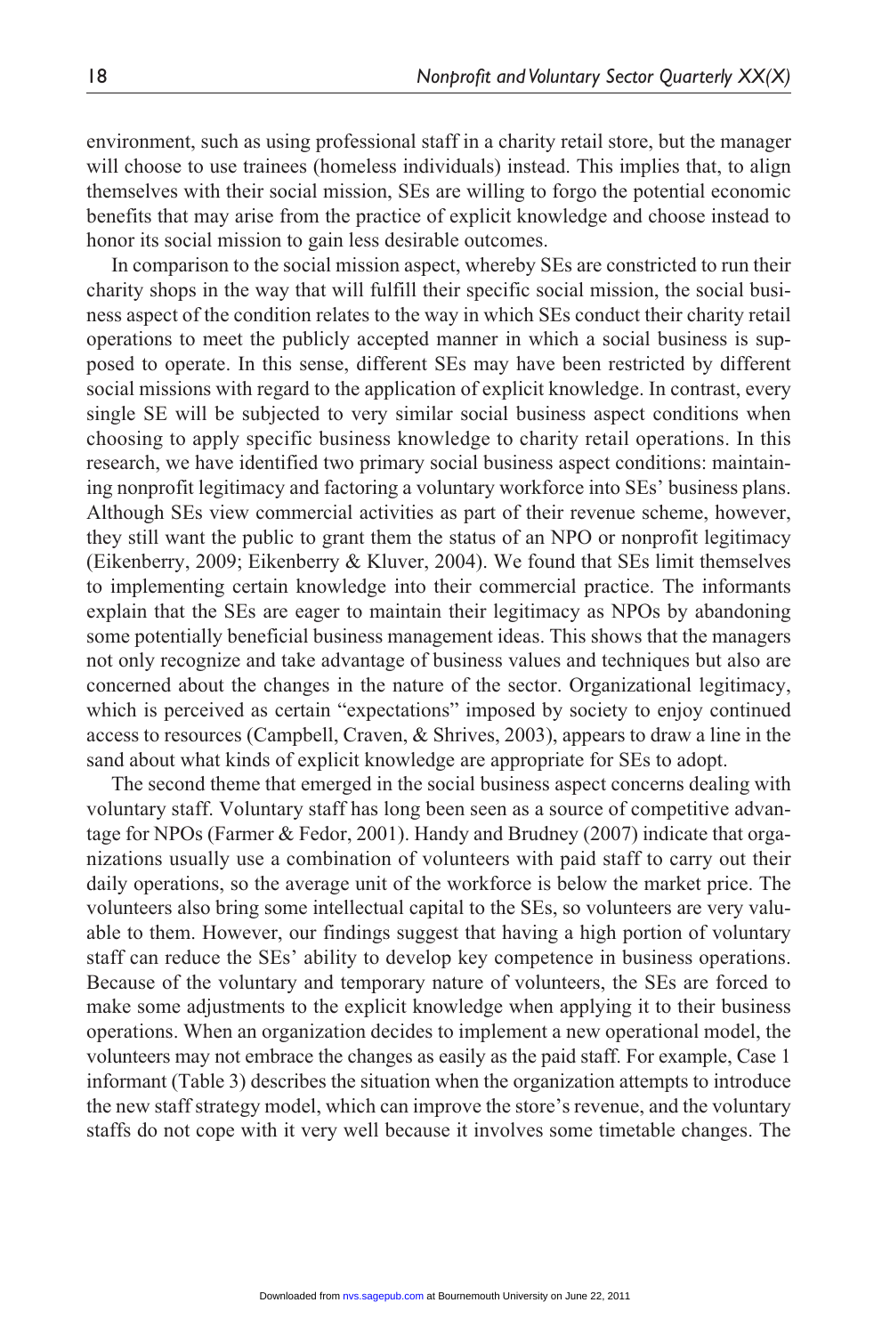environment, such as using professional staff in a charity retail store, but the manager will choose to use trainees (homeless individuals) instead. This implies that, to align themselves with their social mission, SEs are willing to forgo the potential economic benefits that may arise from the practice of explicit knowledge and choose instead to honor its social mission to gain less desirable outcomes.

In comparison to the social mission aspect, whereby SEs are constricted to run their charity shops in the way that will fulfill their specific social mission, the social business aspect of the condition relates to the way in which SEs conduct their charity retail operations to meet the publicly accepted manner in which a social business is supposed to operate. In this sense, different SEs may have been restricted by different social missions with regard to the application of explicit knowledge. In contrast, every single SE will be subjected to very similar social business aspect conditions when choosing to apply specific business knowledge to charity retail operations. In this research, we have identified two primary social business aspect conditions: maintaining nonprofit legitimacy and factoring a voluntary workforce into SEs' business plans. Although SEs view commercial activities as part of their revenue scheme, however, they still want the public to grant them the status of an NPO or nonprofit legitimacy (Eikenberry, 2009; Eikenberry & Kluver, 2004). We found that SEs limit themselves to implementing certain knowledge into their commercial practice. The informants explain that the SEs are eager to maintain their legitimacy as NPOs by abandoning some potentially beneficial business management ideas. This shows that the managers not only recognize and take advantage of business values and techniques but also are concerned about the changes in the nature of the sector. Organizational legitimacy, which is perceived as certain "expectations" imposed by society to enjoy continued access to resources (Campbell, Craven, & Shrives, 2003), appears to draw a line in the sand about what kinds of explicit knowledge are appropriate for SEs to adopt.

The second theme that emerged in the social business aspect concerns dealing with voluntary staff. Voluntary staff has long been seen as a source of competitive advantage for NPOs (Farmer & Fedor, 2001). Handy and Brudney (2007) indicate that organizations usually use a combination of volunteers with paid staff to carry out their daily operations, so the average unit of the workforce is below the market price. The volunteers also bring some intellectual capital to the SEs, so volunteers are very valuable to them. However, our findings suggest that having a high portion of voluntary staff can reduce the SEs' ability to develop key competence in business operations. Because of the voluntary and temporary nature of volunteers, the SEs are forced to make some adjustments to the explicit knowledge when applying it to their business operations. When an organization decides to implement a new operational model, the volunteers may not embrace the changes as easily as the paid staff. For example, Case 1 informant (Table 3) describes the situation when the organization attempts to introduce the new staff strategy model, which can improve the store's revenue, and the voluntary staffs do not cope with it very well because it involves some timetable changes. The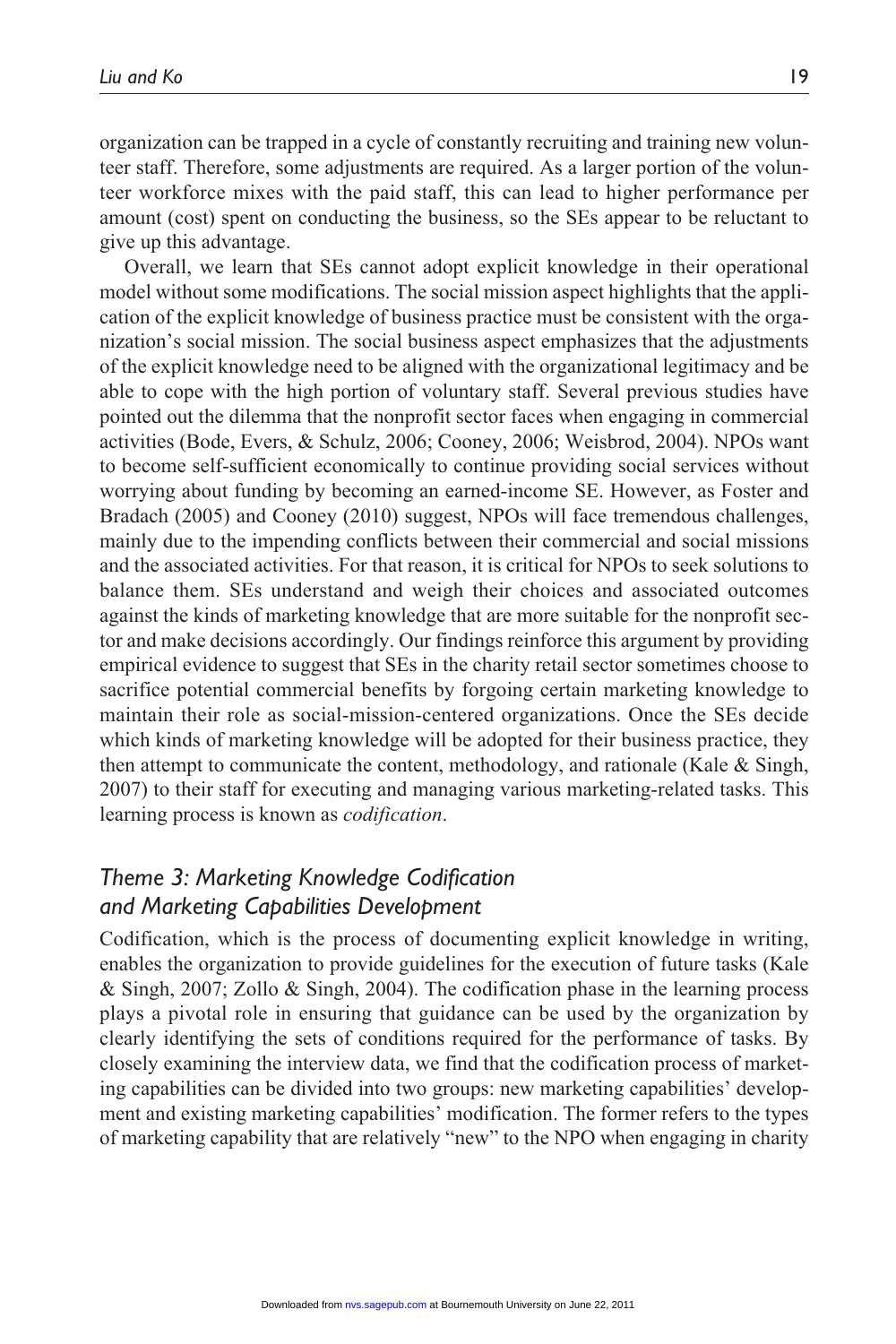organization can be trapped in a cycle of constantly recruiting and training new volunteer staff. Therefore, some adjustments are required. As a larger portion of the volunteer workforce mixes with the paid staff, this can lead to higher performance per amount (cost) spent on conducting the business, so the SEs appear to be reluctant to give up this advantage.

Overall, we learn that SEs cannot adopt explicit knowledge in their operational model without some modifications. The social mission aspect highlights that the application of the explicit knowledge of business practice must be consistent with the organization's social mission. The social business aspect emphasizes that the adjustments of the explicit knowledge need to be aligned with the organizational legitimacy and be able to cope with the high portion of voluntary staff. Several previous studies have pointed out the dilemma that the nonprofit sector faces when engaging in commercial activities (Bode, Evers, & Schulz, 2006; Cooney, 2006; Weisbrod, 2004). NPOs want to become self-sufficient economically to continue providing social services without worrying about funding by becoming an earned-income SE. However, as Foster and Bradach (2005) and Cooney (2010) suggest, NPOs will face tremendous challenges, mainly due to the impending conflicts between their commercial and social missions and the associated activities. For that reason, it is critical for NPOs to seek solutions to balance them. SEs understand and weigh their choices and associated outcomes against the kinds of marketing knowledge that are more suitable for the nonprofit sector and make decisions accordingly. Our findings reinforce this argument by providing empirical evidence to suggest that SEs in the charity retail sector sometimes choose to sacrifice potential commercial benefits by forgoing certain marketing knowledge to maintain their role as social-mission-centered organizations. Once the SEs decide which kinds of marketing knowledge will be adopted for their business practice, they then attempt to communicate the content, methodology, and rationale (Kale & Singh, 2007) to their staff for executing and managing various marketing-related tasks. This learning process is known as *codification*.

## *Theme 3: Marketing Knowledge Codification and Marketing Capabilities Development*

Codification, which is the process of documenting explicit knowledge in writing, enables the organization to provide guidelines for the execution of future tasks (Kale & Singh, 2007; Zollo & Singh, 2004). The codification phase in the learning process plays a pivotal role in ensuring that guidance can be used by the organization by clearly identifying the sets of conditions required for the performance of tasks. By closely examining the interview data, we find that the codification process of marketing capabilities can be divided into two groups: new marketing capabilities' development and existing marketing capabilities' modification. The former refers to the types of marketing capability that are relatively "new" to the NPO when engaging in charity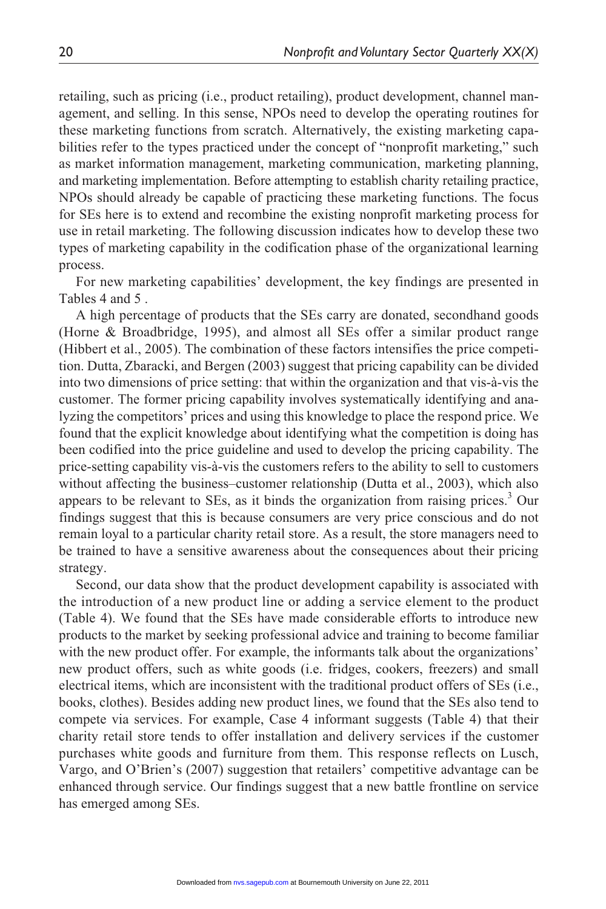retailing, such as pricing (i.e., product retailing), product development, channel management, and selling. In this sense, NPOs need to develop the operating routines for these marketing functions from scratch. Alternatively, the existing marketing capabilities refer to the types practiced under the concept of "nonprofit marketing," such as market information management, marketing communication, marketing planning, and marketing implementation. Before attempting to establish charity retailing practice, NPOs should already be capable of practicing these marketing functions. The focus for SEs here is to extend and recombine the existing nonprofit marketing process for use in retail marketing. The following discussion indicates how to develop these two types of marketing capability in the codification phase of the organizational learning process.

For new marketing capabilities' development, the key findings are presented in Tables 4 and 5 .

A high percentage of products that the SEs carry are donated, secondhand goods (Horne & Broadbridge, 1995), and almost all SEs offer a similar product range (Hibbert et al., 2005). The combination of these factors intensifies the price competition. Dutta, Zbaracki, and Bergen (2003) suggest that pricing capability can be divided into two dimensions of price setting: that within the organization and that vis-à-vis the customer. The former pricing capability involves systematically identifying and analyzing the competitors' prices and using this knowledge to place the respond price. We found that the explicit knowledge about identifying what the competition is doing has been codified into the price guideline and used to develop the pricing capability. The price-setting capability vis-à-vis the customers refers to the ability to sell to customers without affecting the business–customer relationship (Dutta et al., 2003), which also appears to be relevant to SEs, as it binds the organization from raising prices.[3] Our findings suggest that this is because consumers are very price conscious and do not remain loyal to a particular charity retail store. As a result, the store managers need to be trained to have a sensitive awareness about the consequences about their pricing strategy.

Second, our data show that the product development capability is associated with the introduction of a new product line or adding a service element to the product (Table 4). We found that the SEs have made considerable efforts to introduce new products to the market by seeking professional advice and training to become familiar with the new product offer. For example, the informants talk about the organizations' new product offers, such as white goods (i.e. fridges, cookers, freezers) and small electrical items, which are inconsistent with the traditional product offers of SEs (i.e., books, clothes). Besides adding new product lines, we found that the SEs also tend to compete via services. For example, Case 4 informant suggests (Table 4) that their charity retail store tends to offer installation and delivery services if the customer purchases white goods and furniture from them. This response reflects on Lusch, Vargo, and O'Brien's (2007) suggestion that retailers' competitive advantage can be enhanced through service. Our findings suggest that a new battle frontline on service has emerged among SEs.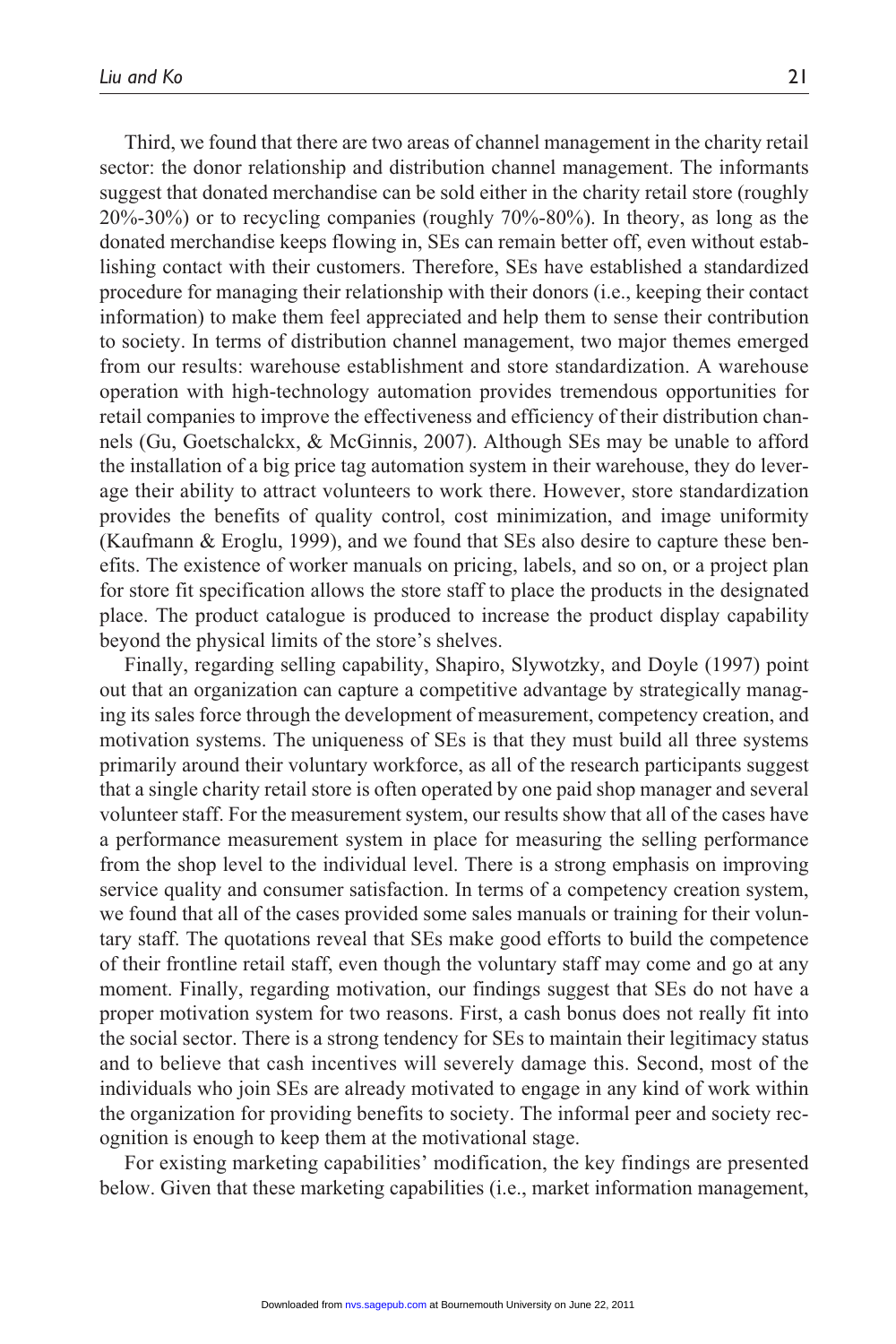Third, we found that there are two areas of channel management in the charity retail sector: the donor relationship and distribution channel management. The informants suggest that donated merchandise can be sold either in the charity retail store (roughly 20%-30%) or to recycling companies (roughly 70%-80%). In theory, as long as the donated merchandise keeps flowing in, SEs can remain better off, even without establishing contact with their customers. Therefore, SEs have established a standardized procedure for managing their relationship with their donors (i.e., keeping their contact information) to make them feel appreciated and help them to sense their contribution to society. In terms of distribution channel management, two major themes emerged from our results: warehouse establishment and store standardization. A warehouse operation with high-technology automation provides tremendous opportunities for retail companies to improve the effectiveness and efficiency of their distribution channels (Gu, Goetschalckx, & McGinnis, 2007). Although SEs may be unable to afford the installation of a big price tag automation system in their warehouse, they do leverage their ability to attract volunteers to work there. However, store standardization provides the benefits of quality control, cost minimization, and image uniformity (Kaufmann & Eroglu, 1999), and we found that SEs also desire to capture these benefits. The existence of worker manuals on pricing, labels, and so on, or a project plan for store fit specification allows the store staff to place the products in the designated place. The product catalogue is produced to increase the product display capability beyond the physical limits of the store's shelves.

Finally, regarding selling capability, Shapiro, Slywotzky, and Doyle (1997) point out that an organization can capture a competitive advantage by strategically managing its sales force through the development of measurement, competency creation, and motivation systems. The uniqueness of SEs is that they must build all three systems primarily around their voluntary workforce, as all of the research participants suggest that a single charity retail store is often operated by one paid shop manager and several volunteer staff. For the measurement system, our results show that all of the cases have a performance measurement system in place for measuring the selling performance from the shop level to the individual level. There is a strong emphasis on improving service quality and consumer satisfaction. In terms of a competency creation system, we found that all of the cases provided some sales manuals or training for their voluntary staff. The quotations reveal that SEs make good efforts to build the competence of their frontline retail staff, even though the voluntary staff may come and go at any moment. Finally, regarding motivation, our findings suggest that SEs do not have a proper motivation system for two reasons. First, a cash bonus does not really fit into the social sector. There is a strong tendency for SEs to maintain their legitimacy status and to believe that cash incentives will severely damage this. Second, most of the individuals who join SEs are already motivated to engage in any kind of work within the organization for providing benefits to society. The informal peer and society recognition is enough to keep them at the motivational stage.

For existing marketing capabilities' modification, the key findings are presented below. Given that these marketing capabilities (i.e., market information management,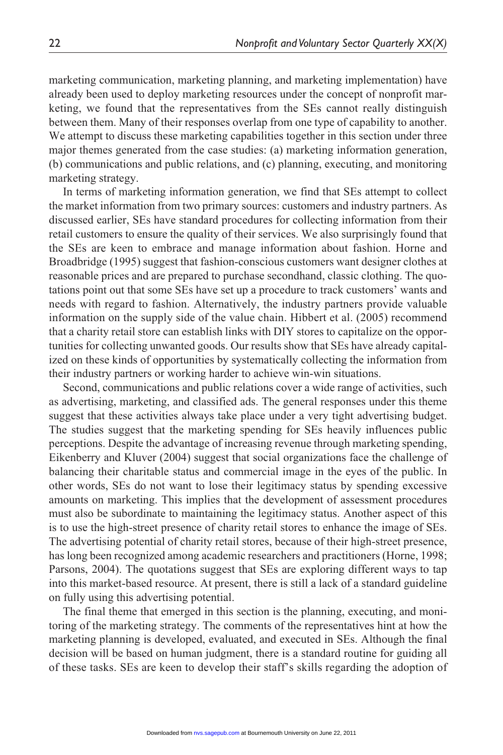marketing communication, marketing planning, and marketing implementation) have already been used to deploy marketing resources under the concept of nonprofit marketing, we found that the representatives from the SEs cannot really distinguish between them. Many of their responses overlap from one type of capability to another. We attempt to discuss these marketing capabilities together in this section under three major themes generated from the case studies: (a) marketing information generation, (b) communications and public relations, and (c) planning, executing, and monitoring marketing strategy.

In terms of marketing information generation, we find that SEs attempt to collect the market information from two primary sources: customers and industry partners. As discussed earlier, SEs have standard procedures for collecting information from their retail customers to ensure the quality of their services. We also surprisingly found that the SEs are keen to embrace and manage information about fashion. Horne and Broadbridge (1995) suggest that fashion-conscious customers want designer clothes at reasonable prices and are prepared to purchase secondhand, classic clothing. The quotations point out that some SEs have set up a procedure to track customers' wants and needs with regard to fashion. Alternatively, the industry partners provide valuable information on the supply side of the value chain. Hibbert et al. (2005) recommend that a charity retail store can establish links with DIY stores to capitalize on the opportunities for collecting unwanted goods. Our results show that SEs have already capitalized on these kinds of opportunities by systematically collecting the information from their industry partners or working harder to achieve win-win situations.

Second, communications and public relations cover a wide range of activities, such as advertising, marketing, and classified ads. The general responses under this theme suggest that these activities always take place under a very tight advertising budget. The studies suggest that the marketing spending for SEs heavily influences public perceptions. Despite the advantage of increasing revenue through marketing spending, Eikenberry and Kluver (2004) suggest that social organizations face the challenge of balancing their charitable status and commercial image in the eyes of the public. In other words, SEs do not want to lose their legitimacy status by spending excessive amounts on marketing. This implies that the development of assessment procedures must also be subordinate to maintaining the legitimacy status. Another aspect of this is to use the high-street presence of charity retail stores to enhance the image of SEs. The advertising potential of charity retail stores, because of their high-street presence, has long been recognized among academic researchers and practitioners (Horne, 1998; Parsons, 2004). The quotations suggest that SEs are exploring different ways to tap into this market-based resource. At present, there is still a lack of a standard guideline on fully using this advertising potential.

The final theme that emerged in this section is the planning, executing, and monitoring of the marketing strategy. The comments of the representatives hint at how the marketing planning is developed, evaluated, and executed in SEs. Although the final decision will be based on human judgment, there is a standard routine for guiding all of these tasks. SEs are keen to develop their staff's skills regarding the adoption of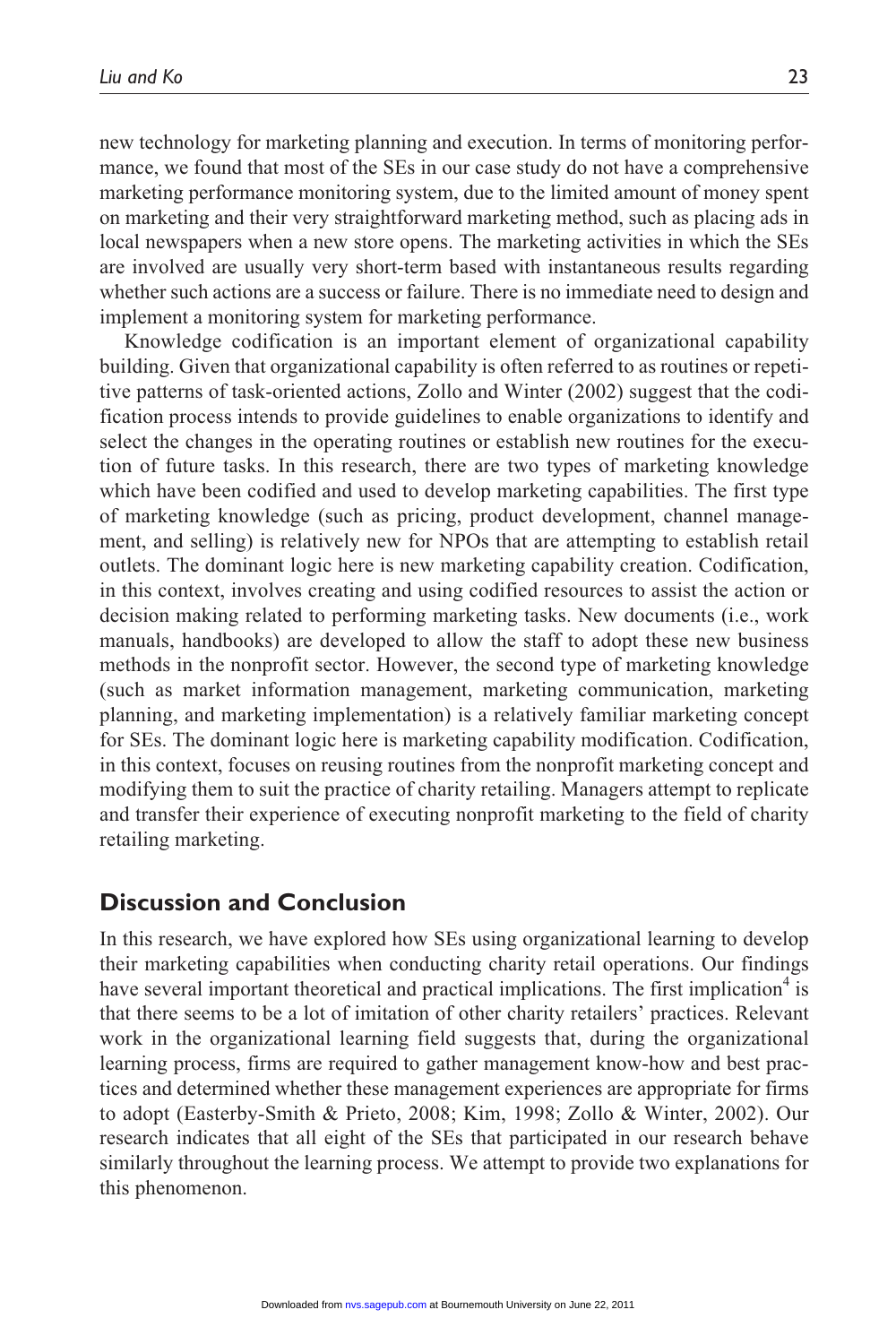new technology for marketing planning and execution. In terms of monitoring performance, we found that most of the SEs in our case study do not have a comprehensive marketing performance monitoring system, due to the limited amount of money spent on marketing and their very straightforward marketing method, such as placing ads in local newspapers when a new store opens. The marketing activities in which the SEs are involved are usually very short-term based with instantaneous results regarding whether such actions are a success or failure. There is no immediate need to design and implement a monitoring system for marketing performance.

Knowledge codification is an important element of organizational capability building. Given that organizational capability is often referred to as routines or repetitive patterns of task-oriented actions, Zollo and Winter (2002) suggest that the codification process intends to provide guidelines to enable organizations to identify and select the changes in the operating routines or establish new routines for the execution of future tasks. In this research, there are two types of marketing knowledge which have been codified and used to develop marketing capabilities. The first type of marketing knowledge (such as pricing, product development, channel management, and selling) is relatively new for NPOs that are attempting to establish retail outlets. The dominant logic here is new marketing capability creation. Codification, in this context, involves creating and using codified resources to assist the action or decision making related to performing marketing tasks. New documents (i.e., work manuals, handbooks) are developed to allow the staff to adopt these new business methods in the nonprofit sector. However, the second type of marketing knowledge (such as market information management, marketing communication, marketing planning, and marketing implementation) is a relatively familiar marketing concept for SEs. The dominant logic here is marketing capability modification. Codification, in this context, focuses on reusing routines from the nonprofit marketing concept and modifying them to suit the practice of charity retailing. Managers attempt to replicate and transfer their experience of executing nonprofit marketing to the field of charity retailing marketing.

## Discussion and Conclusion

In this research, we have explored how SEs using organizational learning to develop their marketing capabilities when conducting charity retail operations. Our findings have several important theoretical and practical implications. The first implication[4] is that there seems to be a lot of imitation of other charity retailers' practices. Relevant work in the organizational learning field suggests that, during the organizational learning process, firms are required to gather management know-how and best practices and determined whether these management experiences are appropriate for firms to adopt (Easterby-Smith & Prieto, 2008; Kim, 1998; Zollo & Winter, 2002). Our research indicates that all eight of the SEs that participated in our research behave similarly throughout the learning process. We attempt to provide two explanations for this phenomenon.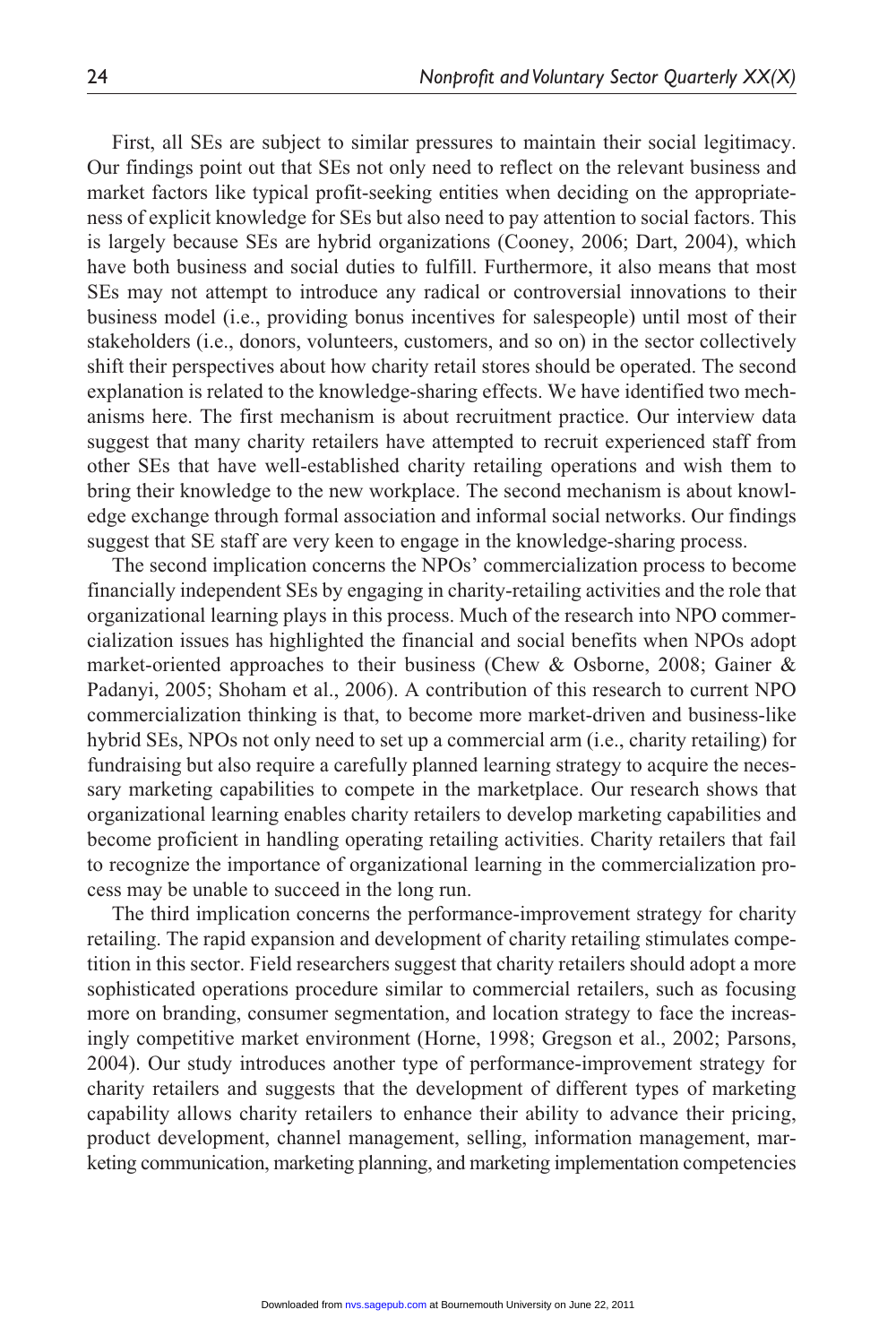First, all SEs are subject to similar pressures to maintain their social legitimacy. Our findings point out that SEs not only need to reflect on the relevant business and market factors like typical profit-seeking entities when deciding on the appropriateness of explicit knowledge for SEs but also need to pay attention to social factors. This is largely because SEs are hybrid organizations (Cooney, 2006; Dart, 2004), which have both business and social duties to fulfill. Furthermore, it also means that most SEs may not attempt to introduce any radical or controversial innovations to their business model (i.e., providing bonus incentives for salespeople) until most of their stakeholders (i.e., donors, volunteers, customers, and so on) in the sector collectively shift their perspectives about how charity retail stores should be operated. The second explanation is related to the knowledge-sharing effects. We have identified two mechanisms here. The first mechanism is about recruitment practice. Our interview data suggest that many charity retailers have attempted to recruit experienced staff from other SEs that have well-established charity retailing operations and wish them to bring their knowledge to the new workplace. The second mechanism is about knowledge exchange through formal association and informal social networks. Our findings suggest that SE staff are very keen to engage in the knowledge-sharing process.

The second implication concerns the NPOs' commercialization process to become financially independent SEs by engaging in charity-retailing activities and the role that organizational learning plays in this process. Much of the research into NPO commercialization issues has highlighted the financial and social benefits when NPOs adopt market-oriented approaches to their business (Chew & Osborne, 2008; Gainer & Padanyi, 2005; Shoham et al., 2006). A contribution of this research to current NPO commercialization thinking is that, to become more market-driven and business-like hybrid SEs, NPOs not only need to set up a commercial arm (i.e., charity retailing) for fundraising but also require a carefully planned learning strategy to acquire the necessary marketing capabilities to compete in the marketplace. Our research shows that organizational learning enables charity retailers to develop marketing capabilities and become proficient in handling operating retailing activities. Charity retailers that fail to recognize the importance of organizational learning in the commercialization process may be unable to succeed in the long run.

The third implication concerns the performance-improvement strategy for charity retailing. The rapid expansion and development of charity retailing stimulates competition in this sector. Field researchers suggest that charity retailers should adopt a more sophisticated operations procedure similar to commercial retailers, such as focusing more on branding, consumer segmentation, and location strategy to face the increasingly competitive market environment (Horne, 1998; Gregson et al., 2002; Parsons, 2004). Our study introduces another type of performance-improvement strategy for charity retailers and suggests that the development of different types of marketing capability allows charity retailers to enhance their ability to advance their pricing, product development, channel management, selling, information management, marketing communication, marketing planning, and marketing implementation competencies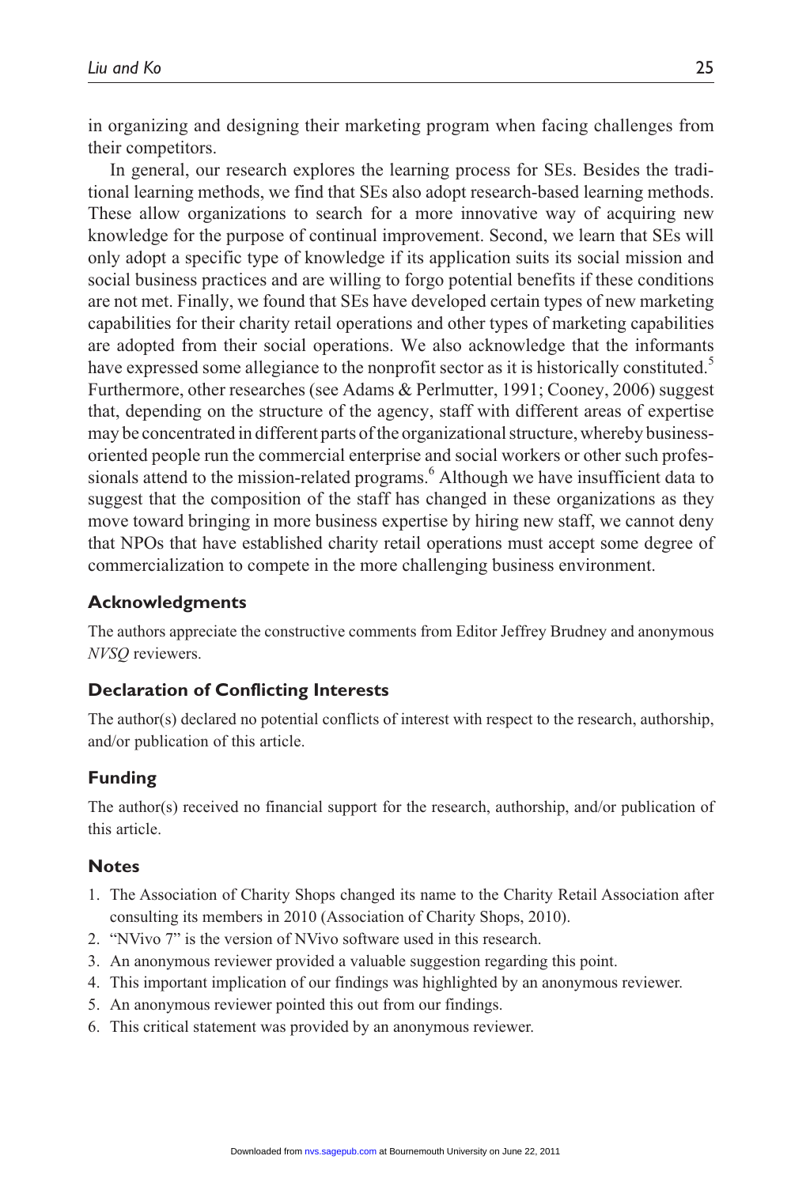in organizing and designing their marketing program when facing challenges from their competitors.

In general, our research explores the learning process for SEs. Besides the traditional learning methods, we find that SEs also adopt research-based learning methods. These allow organizations to search for a more innovative way of acquiring new knowledge for the purpose of continual improvement. Second, we learn that SEs will only adopt a specific type of knowledge if its application suits its social mission and social business practices and are willing to forgo potential benefits if these conditions are not met. Finally, we found that SEs have developed certain types of new marketing capabilities for their charity retail operations and other types of marketing capabilities are adopted from their social operations. We also acknowledge that the informants have expressed some allegiance to the nonprofit sector as it is historically constituted.[5] Furthermore, other researches (see Adams & Perlmutter, 1991; Cooney, 2006) suggest that, depending on the structure of the agency, staff with different areas of expertise may be concentrated in different parts of the organizational structure, whereby business-oriented people run the commercial enterprise and social workers or other such professionals attend to the mission-related programs.[6] Although we have insufficient data to suggest that the composition of the staff has changed in these organizations as they move toward bringing in more business expertise by hiring new staff, we cannot deny that NPOs that have established charity retail operations must accept some degree of commercialization to compete in the more challenging business environment.

## Acknowledgments

The authors appreciate the constructive comments from Editor Jeffrey Brudney and anonymous *NVSQ* reviewers.

## Declaration of Conflicting Interests

The author(s) declared no potential conflicts of interest with respect to the research, authorship, and/or publication of this article.

## Funding

The author(s) received no financial support for the research, authorship, and/or publication of this article.

## Notes

1. The Association of Charity Shops changed its name to the Charity Retail Association after consulting its members in 2010 (Association of Charity Shops, 2010).
2. "NVivo 7" is the version of NVivo software used in this research.
3. An anonymous reviewer provided a valuable suggestion regarding this point.
4. This important implication of our findings was highlighted by an anonymous reviewer.
5. An anonymous reviewer pointed this out from our findings.
6. This critical statement was provided by an anonymous reviewer.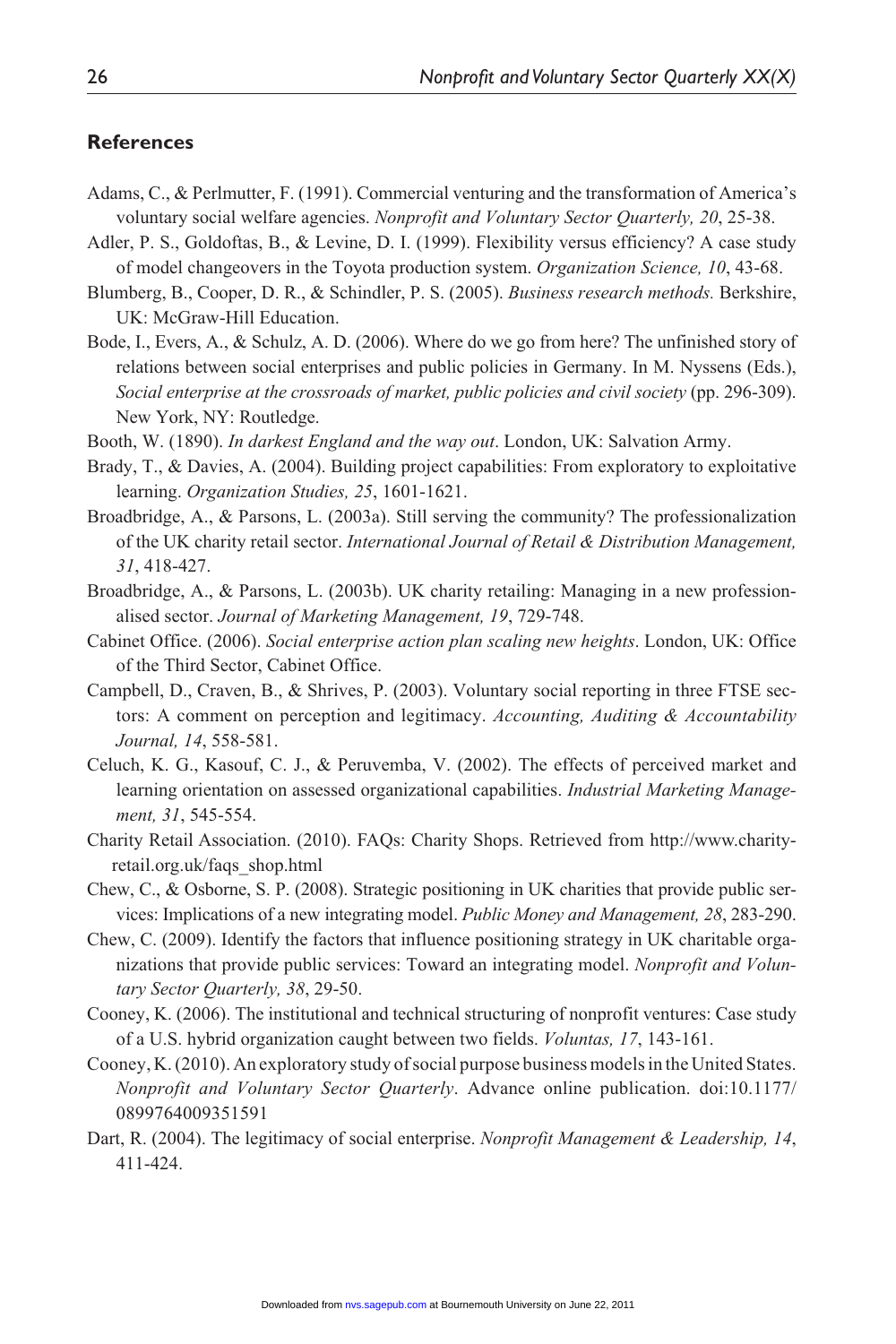## References

Adams, C., & Perlmutter, F. (1991). Commercial venturing and the transformation of America's voluntary social welfare agencies. *Nonprofit and Voluntary Sector Quarterly, 20*, 25-38.

Adler, P. S., Goldoftas, B., & Levine, D. I. (1999). Flexibility versus efficiency? A case study of model changeovers in the Toyota production system. *Organization Science, 10*, 43-68.

Blumberg, B., Cooper, D. R., & Schindler, P. S. (2005). *Business research methods.* Berkshire, UK: McGraw-Hill Education.

Bode, I., Evers, A., & Schulz, A. D. (2006). Where do we go from here? The unfinished story of relations between social enterprises and public policies in Germany. In M. Nyssens (Eds.), *Social enterprise at the crossroads of market, public policies and civil society* (pp. 296-309). New York, NY: Routledge.

Booth, W. (1890). *In darkest England and the way out*. London, UK: Salvation Army.

Brady, T., & Davies, A. (2004). Building project capabilities: From exploratory to exploitative learning. *Organization Studies, 25*, 1601-1621.

Broadbridge, A., & Parsons, L. (2003a). Still serving the community? The professionalization of the UK charity retail sector. *International Journal of Retail & Distribution Management, 31*, 418-427.

Broadbridge, A., & Parsons, L. (2003b). UK charity retailing: Managing in a new professionalised sector. *Journal of Marketing Management, 19*, 729-748.

Cabinet Office. (2006). *Social enterprise action plan scaling new heights*. London, UK: Office of the Third Sector, Cabinet Office.

Campbell, D., Craven, B., & Shrives, P. (2003). Voluntary social reporting in three FTSE sectors: A comment on perception and legitimacy. *Accounting, Auditing & Accountability Journal, 14*, 558-581.

Celuch, K. G., Kasouf, C. J., & Peruvemba, V. (2002). The effects of perceived market and learning orientation on assessed organizational capabilities. *Industrial Marketing Management, 31*, 545-554.

Charity Retail Association. (2010). FAQs: Charity Shops. Retrieved from http://www.charity-retail.org.uk/faqs_shop.html

Chew, C., & Osborne, S. P. (2008). Strategic positioning in UK charities that provide public services: Implications of a new integrating model. *Public Money and Management, 28*, 283-290.

Chew, C. (2009). Identify the factors that influence positioning strategy in UK charitable organizations that provide public services: Toward an integrating model. *Nonprofit and Voluntary Sector Quarterly, 38*, 29-50.

Cooney, K. (2006). The institutional and technical structuring of nonprofit ventures: Case study of a U.S. hybrid organization caught between two fields. *Voluntas, 17*, 143-161.

Cooney, K. (2010). An exploratory study of social purpose business models in the United States. *Nonprofit and Voluntary Sector Quarterly*. Advance online publication. doi:10.1177/0899764009351591

Dart, R. (2004). The legitimacy of social enterprise. *Nonprofit Management & Leadership, 14*, 411-424.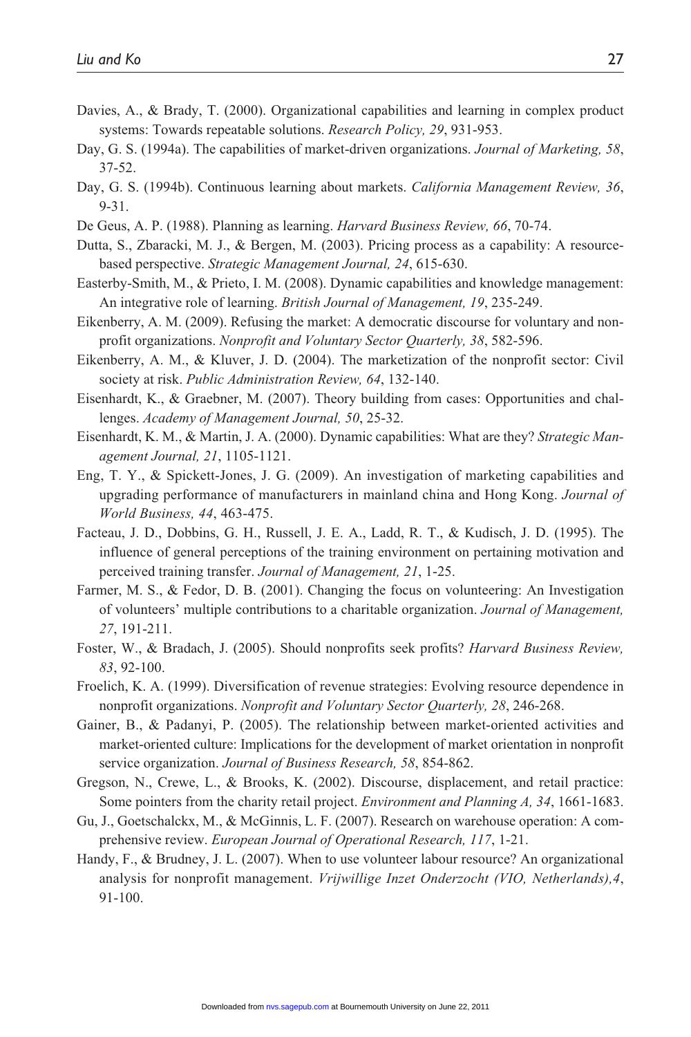Davies, A., & Brady, T. (2000). Organizational capabilities and learning in complex product systems: Towards repeatable solutions. *Research Policy, 29*, 931-953.

Day, G. S. (1994a). The capabilities of market-driven organizations. *Journal of Marketing, 58*, 37-52.

Day, G. S. (1994b). Continuous learning about markets. *California Management Review, 36*, 9-31.

De Geus, A. P. (1988). Planning as learning. *Harvard Business Review, 66*, 70-74.

Dutta, S., Zbaracki, M. J., & Bergen, M. (2003). Pricing process as a capability: A resource-based perspective. *Strategic Management Journal, 24*, 615-630.

Easterby-Smith, M., & Prieto, I. M. (2008). Dynamic capabilities and knowledge management: An integrative role of learning. *British Journal of Management, 19*, 235-249.

Eikenberry, A. M. (2009). Refusing the market: A democratic discourse for voluntary and non-profit organizations. *Nonprofit and Voluntary Sector Quarterly, 38*, 582-596.

Eikenberry, A. M., & Kluver, J. D. (2004). The marketization of the nonprofit sector: Civil society at risk. *Public Administration Review, 64*, 132-140.

Eisenhardt, K., & Graebner, M. (2007). Theory building from cases: Opportunities and challenges. *Academy of Management Journal, 50*, 25-32.

Eisenhardt, K. M., & Martin, J. A. (2000). Dynamic capabilities: What are they? *Strategic Management Journal, 21*, 1105-1121.

Eng, T. Y., & Spickett-Jones, J. G. (2009). An investigation of marketing capabilities and upgrading performance of manufacturers in mainland china and Hong Kong. *Journal of World Business, 44*, 463-475.

Facteau, J. D., Dobbins, G. H., Russell, J. E. A., Ladd, R. T., & Kudisch, J. D. (1995). The influence of general perceptions of the training environment on pertaining motivation and perceived training transfer. *Journal of Management, 21*, 1-25.

Farmer, M. S., & Fedor, D. B. (2001). Changing the focus on volunteering: An Investigation of volunteers' multiple contributions to a charitable organization. *Journal of Management, 27*, 191-211.

Foster, W., & Bradach, J. (2005). Should nonprofits seek profits? *Harvard Business Review, 83*, 92-100.

Froelich, K. A. (1999). Diversification of revenue strategies: Evolving resource dependence in nonprofit organizations. *Nonprofit and Voluntary Sector Quarterly, 28*, 246-268.

Gainer, B., & Padanyi, P. (2005). The relationship between market-oriented activities and market-oriented culture: Implications for the development of market orientation in nonprofit service organization. *Journal of Business Research, 58*, 854-862.

Gregson, N., Crewe, L., & Brooks, K. (2002). Discourse, displacement, and retail practice: Some pointers from the charity retail project. *Environment and Planning A, 34*, 1661-1683.

Gu, J., Goetschalckx, M., & McGinnis, L. F. (2007). Research on warehouse operation: A comprehensive review. *European Journal of Operational Research, 117*, 1-21.

Handy, F., & Brudney, J. L. (2007). When to use volunteer labour resource? An organizational analysis for nonprofit management. *Vrijwillige Inzet Onderzocht (VIO, Netherlands),4*, 91-100.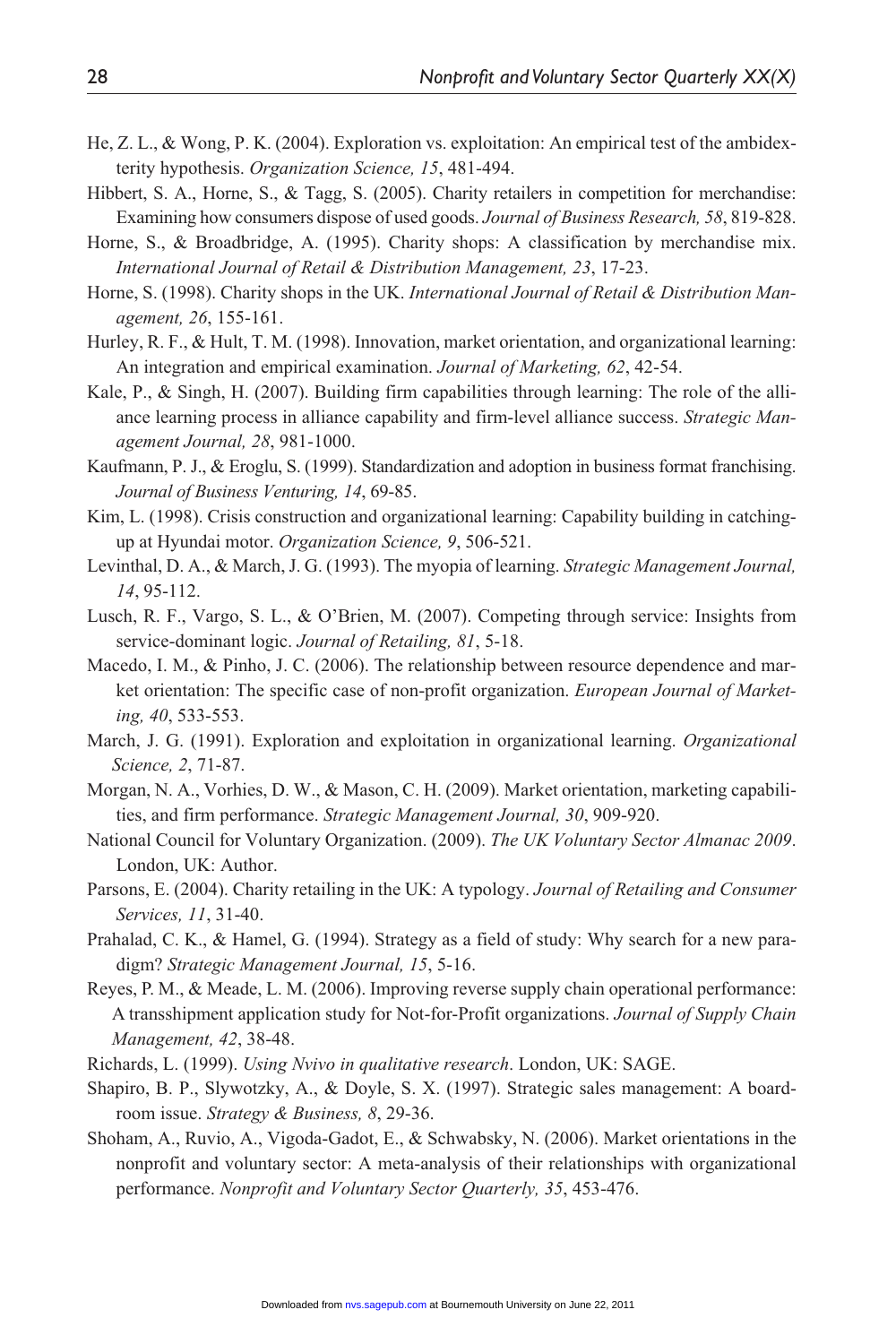He, Z. L., & Wong, P. K. (2004). Exploration vs. exploitation: An empirical test of the ambidexterity hypothesis. *Organization Science, 15*, 481-494.

Hibbert, S. A., Horne, S., & Tagg, S. (2005). Charity retailers in competition for merchandise: Examining how consumers dispose of used goods. *Journal of Business Research, 58*, 819-828.

Horne, S., & Broadbridge, A. (1995). Charity shops: A classification by merchandise mix. *International Journal of Retail & Distribution Management, 23*, 17-23.

Horne, S. (1998). Charity shops in the UK. *International Journal of Retail & Distribution Management, 26*, 155-161.

Hurley, R. F., & Hult, T. M. (1998). Innovation, market orientation, and organizational learning: An integration and empirical examination. *Journal of Marketing, 62*, 42-54.

Kale, P., & Singh, H. (2007). Building firm capabilities through learning: The role of the alliance learning process in alliance capability and firm-level alliance success. *Strategic Management Journal, 28*, 981-1000.

Kaufmann, P. J., & Eroglu, S. (1999). Standardization and adoption in business format franchising. *Journal of Business Venturing, 14*, 69-85.

Kim, L. (1998). Crisis construction and organizational learning: Capability building in catching-up at Hyundai motor. *Organization Science, 9*, 506-521.

Levinthal, D. A., & March, J. G. (1993). The myopia of learning. *Strategic Management Journal, 14*, 95-112.

Lusch, R. F., Vargo, S. L., & O'Brien, M. (2007). Competing through service: Insights from service-dominant logic. *Journal of Retailing, 81*, 5-18.

Macedo, I. M., & Pinho, J. C. (2006). The relationship between resource dependence and market orientation: The specific case of non-profit organization. *European Journal of Marketing, 40*, 533-553.

March, J. G. (1991). Exploration and exploitation in organizational learning. *Organizational Science, 2*, 71-87.

Morgan, N. A., Vorhies, D. W., & Mason, C. H. (2009). Market orientation, marketing capabilities, and firm performance. *Strategic Management Journal, 30*, 909-920.

National Council for Voluntary Organization. (2009). *The UK Voluntary Sector Almanac 2009*. London, UK: Author.

Parsons, E. (2004). Charity retailing in the UK: A typology. *Journal of Retailing and Consumer Services, 11*, 31-40.

Prahalad, C. K., & Hamel, G. (1994). Strategy as a field of study: Why search for a new paradigm? *Strategic Management Journal, 15*, 5-16.

Reyes, P. M., & Meade, L. M. (2006). Improving reverse supply chain operational performance: A transshipment application study for Not-for-Profit organizations. *Journal of Supply Chain Management, 42*, 38-48.

Richards, L. (1999). *Using Nvivo in qualitative research*. London, UK: SAGE.

Shapiro, B. P., Slywotzky, A., & Doyle, S. X. (1997). Strategic sales management: A boardroom issue. *Strategy & Business, 8*, 29-36.

Shoham, A., Ruvio, A., Vigoda-Gadot, E., & Schwabsky, N. (2006). Market orientations in the nonprofit and voluntary sector: A meta-analysis of their relationships with organizational performance. *Nonprofit and Voluntary Sector Quarterly, 35*, 453-476.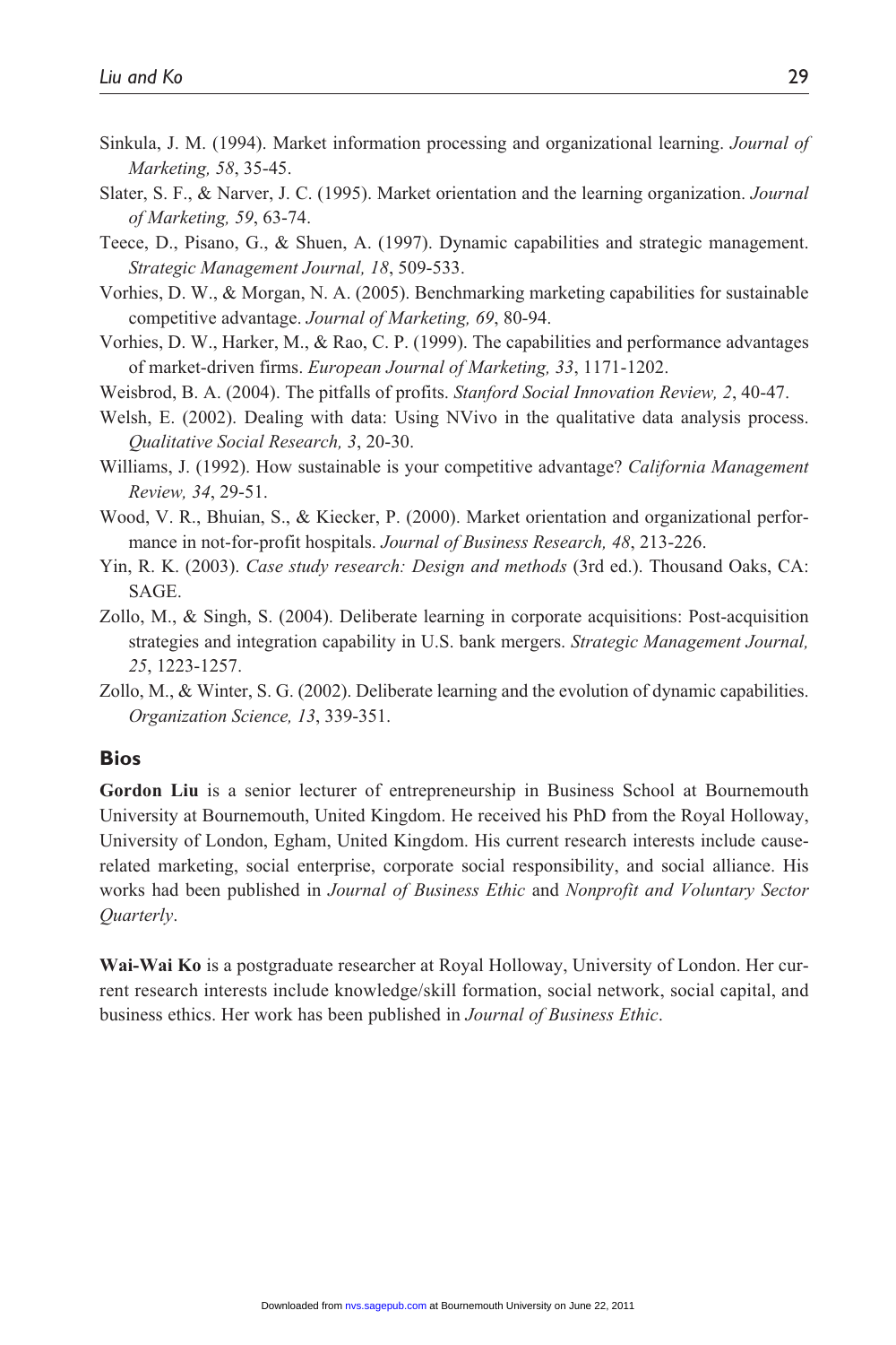Sinkula, J. M. (1994). Market information processing and organizational learning. *Journal of Marketing, 58*, 35-45.

Slater, S. F., & Narver, J. C. (1995). Market orientation and the learning organization. *Journal of Marketing, 59*, 63-74.

Teece, D., Pisano, G., & Shuen, A. (1997). Dynamic capabilities and strategic management. *Strategic Management Journal, 18*, 509-533.

Vorhies, D. W., & Morgan, N. A. (2005). Benchmarking marketing capabilities for sustainable competitive advantage. *Journal of Marketing, 69*, 80-94.

Vorhies, D. W., Harker, M., & Rao, C. P. (1999). The capabilities and performance advantages of market-driven firms. *European Journal of Marketing, 33*, 1171-1202.

Weisbrod, B. A. (2004). The pitfalls of profits. *Stanford Social Innovation Review, 2*, 40-47.

Welsh, E. (2002). Dealing with data: Using NVivo in the qualitative data analysis process. *Qualitative Social Research, 3*, 20-30.

Williams, J. (1992). How sustainable is your competitive advantage? *California Management Review, 34*, 29-51.

Wood, V. R., Bhuian, S., & Kiecker, P. (2000). Market orientation and organizational performance in not-for-profit hospitals. *Journal of Business Research, 48*, 213-226.

Yin, R. K. (2003). *Case study research: Design and methods* (3rd ed.). Thousand Oaks, CA: SAGE.

Zollo, M., & Singh, S. (2004). Deliberate learning in corporate acquisitions: Post-acquisition strategies and integration capability in U.S. bank mergers. *Strategic Management Journal, 25*, 1223-1257.

Zollo, M., & Winter, S. G. (2002). Deliberate learning and the evolution of dynamic capabilities. *Organization Science, 13*, 339-351.

## Bios

**Gordon Liu** is a senior lecturer of entrepreneurship in Business School at Bournemouth University at Bournemouth, United Kingdom. He received his PhD from the Royal Holloway, University of London, Egham, United Kingdom. His current research interests include cause-related marketing, social enterprise, corporate social responsibility, and social alliance. His works had been published in *Journal of Business Ethic* and *Nonprofit and Voluntary Sector Quarterly*.

**Wai-Wai Ko** is a postgraduate researcher at Royal Holloway, University of London. Her current research interests include knowledge/skill formation, social network, social capital, and business ethics. Her work has been published in *Journal of Business Ethic*.